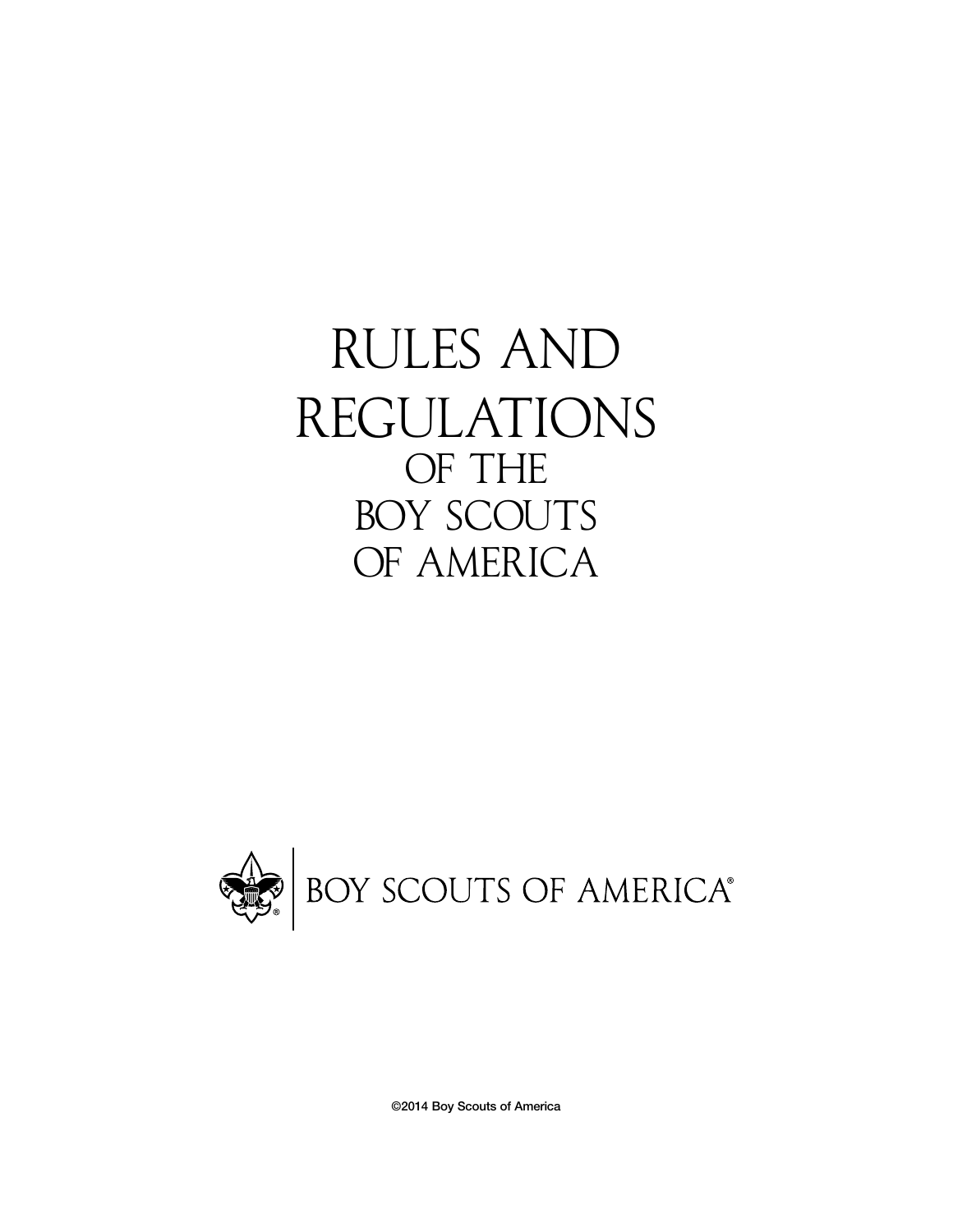# RULES AND REGULATIONS OF THE BOY SCOUTS OF AMERICA

BOY SCOUTS OF AMERICA®

©2014 Boy Scouts of America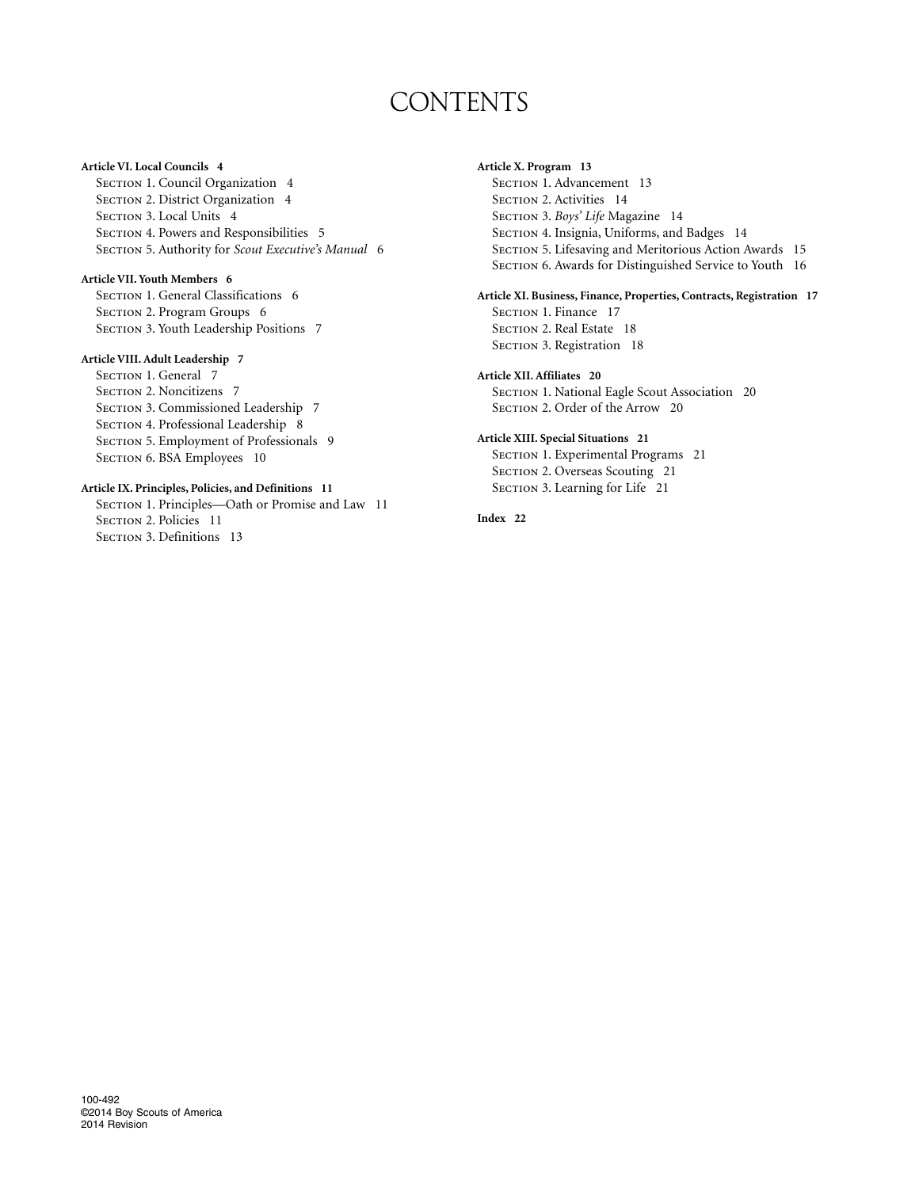# CONTENTS

**Article VI. Local Councils 4**
- Section 1. Council Organization 4
- Section 2. District Organization 4
- Section 3. Local Units 4
- Section 4. Powers and Responsibilities 5
- Section 5. Authority for *Scout Executive's Manual* 6

**Article VII. Youth Members 6**
- Section 1. General Classifications 6
- Section 2. Program Groups 6
- Section 3. Youth Leadership Positions 7

**Article VIII. Adult Leadership 7**
- Section 1. General 7
- Section 2. Noncitizens 7
- Section 3. Commissioned Leadership 7
- Section 4. Professional Leadership 8
- Section 5. Employment of Professionals 9
- Section 6. BSA Employees 10

**Article IX. Principles, Policies, and Definitions 11**
- Section 1. Principles—Oath or Promise and Law 11
- Section 2. Policies 11
- Section 3. Definitions 13

**Article X. Program 13**
- Section 1. Advancement 13
- Section 2. Activities 14
- Section 3. *Boys' Life* Magazine 14
- Section 4. Insignia, Uniforms, and Badges 14
- Section 5. Lifesaving and Meritorious Action Awards 15
- Section 6. Awards for Distinguished Service to Youth 16

**Article XI. Business, Finance, Properties, Contracts, Registration 17**
- Section 1. Finance 17
- Section 2. Real Estate 18
- Section 3. Registration 18

**Article XII. Affiliates 20**
- Section 1. National Eagle Scout Association 20
- Section 2. Order of the Arrow 20

**Article XIII. Special Situations 21**
- Section 1. Experimental Programs 21
- Section 2. Overseas Scouting 21
- Section 3. Learning for Life 21

**Index 22**

100-492
©2014 Boy Scouts of America
2014 Revision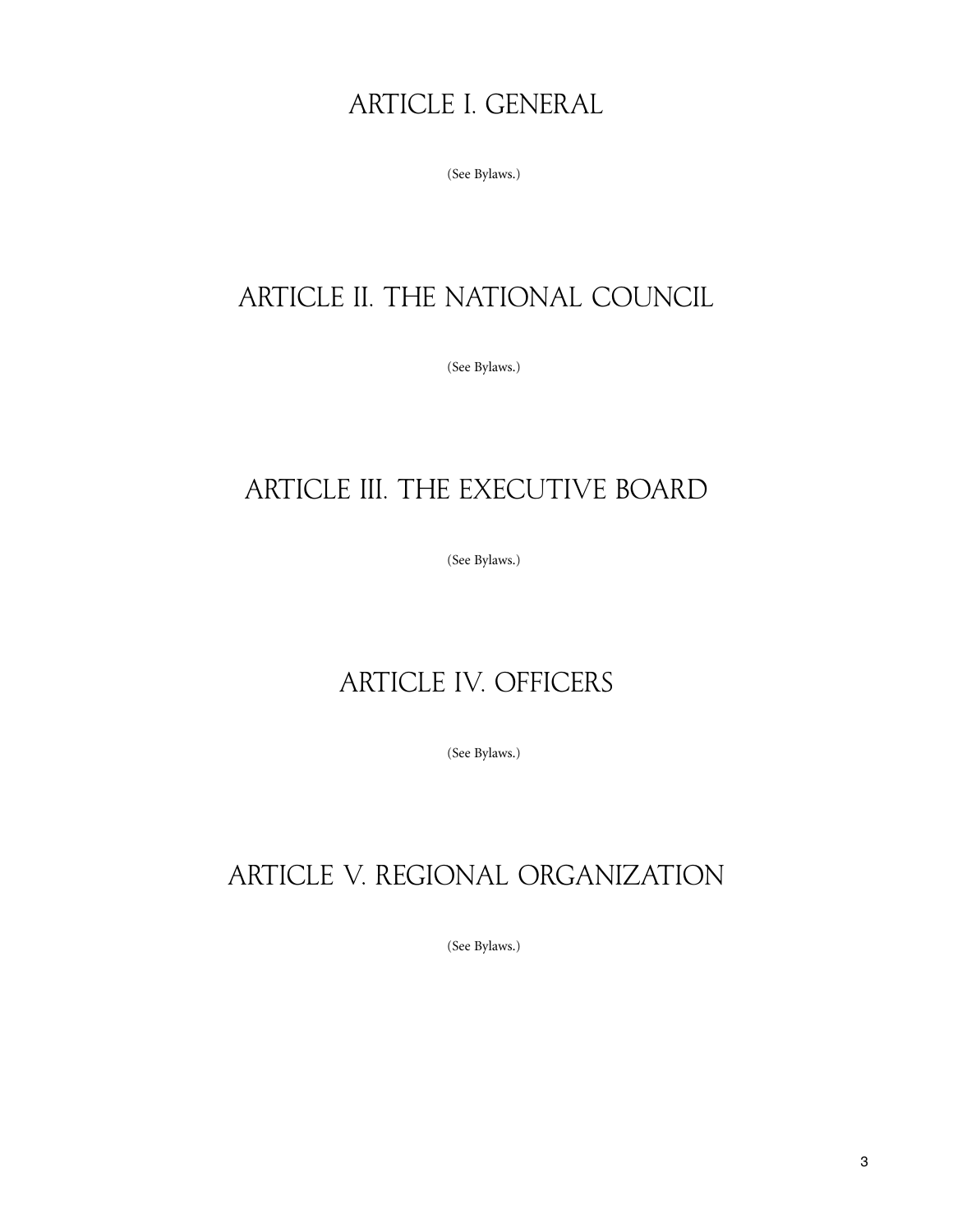# ARTICLE I. GENERAL

(See Bylaws.)

# ARTICLE II. THE NATIONAL COUNCIL

(See Bylaws.)

# ARTICLE III. THE EXECUTIVE BOARD

(See Bylaws.)

# ARTICLE IV. OFFICERS

(See Bylaws.)

# ARTICLE V. REGIONAL ORGANIZATION

(See Bylaws.)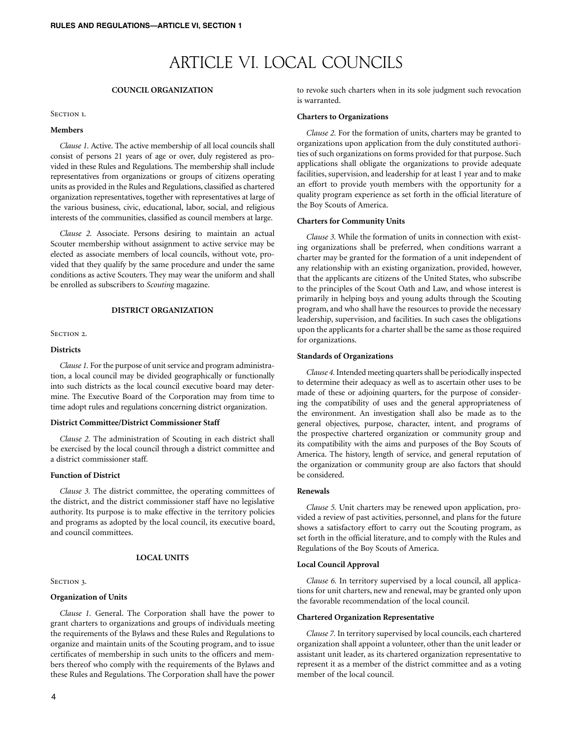# ARTICLE VI. LOCAL COUNCILS

### COUNCIL ORGANIZATION

SECTION 1.

**Members**

*Clause 1.* Active. The active membership of all local councils shall consist of persons 21 years of age or over, duly registered as provided in these Rules and Regulations. The membership shall include representatives from organizations or groups of citizens operating units as provided in the Rules and Regulations, classified as chartered organization representatives, together with representatives at large of the various business, civic, educational, labor, social, and religious interests of the communities, classified as council members at large.

*Clause 2.* Associate. Persons desiring to maintain an actual Scouter membership without assignment to active service may be elected as associate members of local councils, without vote, provided that they qualify by the same procedure and under the same conditions as active Scouters. They may wear the uniform and shall be enrolled as subscribers to *Scouting* magazine.

### DISTRICT ORGANIZATION

SECTION 2.

**Districts**

*Clause 1.* For the purpose of unit service and program administration, a local council may be divided geographically or functionally into such districts as the local council executive board may determine. The Executive Board of the Corporation may from time to time adopt rules and regulations concerning district organization.

**District Committee/District Commissioner Staff**

*Clause 2.* The administration of Scouting in each district shall be exercised by the local council through a district committee and a district commissioner staff.

**Function of District**

*Clause 3.* The district committee, the operating committees of the district, and the district commissioner staff have no legislative authority. Its purpose is to make effective in the territory policies and programs as adopted by the local council, its executive board, and council committees.

### LOCAL UNITS

SECTION 3.

**Organization of Units**

*Clause 1.* General. The Corporation shall have the power to grant charters to organizations and groups of individuals meeting the requirements of the Bylaws and these Rules and Regulations to organize and maintain units of the Scouting program, and to issue certificates of membership in such units to the officers and members thereof who comply with the requirements of the Bylaws and these Rules and Regulations. The Corporation shall have the power to revoke such charters when in its sole judgment such revocation is warranted.

**Charters to Organizations**

*Clause 2.* For the formation of units, charters may be granted to organizations upon application from the duly constituted authorities of such organizations on forms provided for that purpose. Such applications shall obligate the organizations to provide adequate facilities, supervision, and leadership for at least 1 year and to make an effort to provide youth members with the opportunity for a quality program experience as set forth in the official literature of the Boy Scouts of America.

**Charters for Community Units**

*Clause 3.* While the formation of units in connection with existing organizations shall be preferred, when conditions warrant a charter may be granted for the formation of a unit independent of any relationship with an existing organization, provided, however, that the applicants are citizens of the United States, who subscribe to the principles of the Scout Oath and Law, and whose interest is primarily in helping boys and young adults through the Scouting program, and who shall have the resources to provide the necessary leadership, supervision, and facilities. In such cases the obligations upon the applicants for a charter shall be the same as those required for organizations.

**Standards of Organizations**

*Clause 4.* Intended meeting quarters shall be periodically inspected to determine their adequacy as well as to ascertain other uses to be made of these or adjoining quarters, for the purpose of considering the compatibility of uses and the general appropriateness of the environment. An investigation shall also be made as to the general objectives, purpose, character, intent, and programs of the prospective chartered organization or community group and its compatibility with the aims and purposes of the Boy Scouts of America. The history, length of service, and general reputation of the organization or community group are also factors that should be considered.

**Renewals**

*Clause 5.* Unit charters may be renewed upon application, provided a review of past activities, personnel, and plans for the future shows a satisfactory effort to carry out the Scouting program, as set forth in the official literature, and to comply with the Rules and Regulations of the Boy Scouts of America.

**Local Council Approval**

*Clause 6.* In territory supervised by a local council, all applications for unit charters, new and renewal, may be granted only upon the favorable recommendation of the local council.

**Chartered Organization Representative**

*Clause 7.* In territory supervised by local councils, each chartered organization shall appoint a volunteer, other than the unit leader or assistant unit leader, as its chartered organization representative to represent it as a member of the district committee and as a voting member of the local council.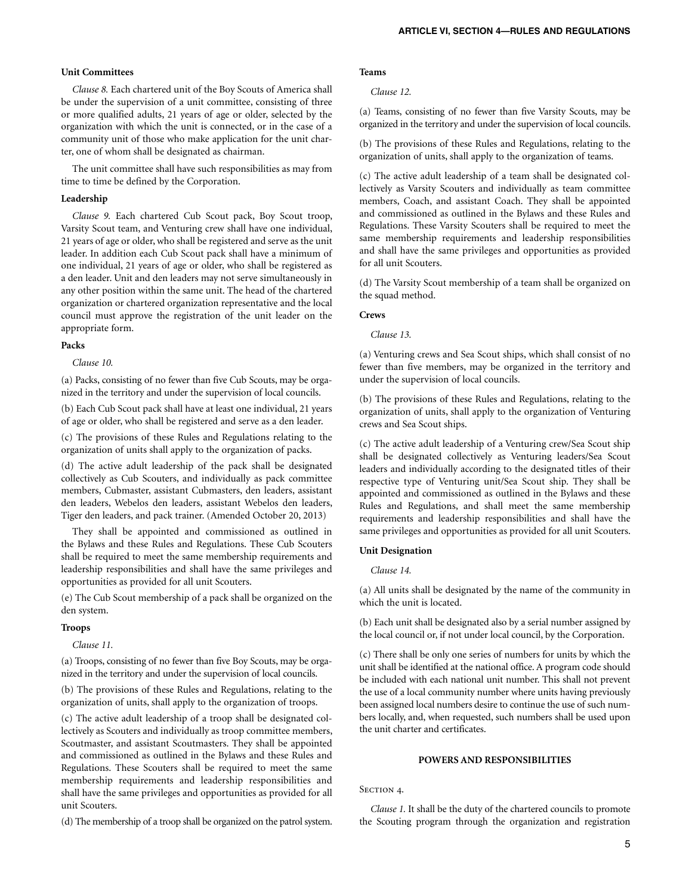**Unit Committees**

*Clause 8.* Each chartered unit of the Boy Scouts of America shall be under the supervision of a unit committee, consisting of three or more qualified adults, 21 years of age or older, selected by the organization with which the unit is connected, or in the case of a community unit of those who make application for the unit charter, one of whom shall be designated as chairman.

The unit committee shall have such responsibilities as may from time to time be defined by the Corporation.

**Leadership**

*Clause 9.* Each chartered Cub Scout pack, Boy Scout troop, Varsity Scout team, and Venturing crew shall have one individual, 21 years of age or older, who shall be registered and serve as the unit leader. In addition each Cub Scout pack shall have a minimum of one individual, 21 years of age or older, who shall be registered as a den leader. Unit and den leaders may not serve simultaneously in any other position within the same unit. The head of the chartered organization or chartered organization representative and the local council must approve the registration of the unit leader on the appropriate form.

**Packs**

*Clause 10.*

(a) Packs, consisting of no fewer than five Cub Scouts, may be organized in the territory and under the supervision of local councils.

(b) Each Cub Scout pack shall have at least one individual, 21 years of age or older, who shall be registered and serve as a den leader.

(c) The provisions of these Rules and Regulations relating to the organization of units shall apply to the organization of packs.

(d) The active adult leadership of the pack shall be designated collectively as Cub Scouters, and individually as pack committee members, Cubmaster, assistant Cubmasters, den leaders, assistant den leaders, Webelos den leaders, assistant Webelos den leaders, Tiger den leaders, and pack trainer. (Amended October 20, 2013)

They shall be appointed and commissioned as outlined in the Bylaws and these Rules and Regulations. These Cub Scouters shall be required to meet the same membership requirements and leadership responsibilities and shall have the same privileges and opportunities as provided for all unit Scouters.

(e) The Cub Scout membership of a pack shall be organized on the den system.

**Troops**

*Clause 11.*

(a) Troops, consisting of no fewer than five Boy Scouts, may be organized in the territory and under the supervision of local councils.

(b) The provisions of these Rules and Regulations, relating to the organization of units, shall apply to the organization of troops.

(c) The active adult leadership of a troop shall be designated collectively as Scouters and individually as troop committee members, Scoutmaster, and assistant Scoutmasters. They shall be appointed and commissioned as outlined in the Bylaws and these Rules and Regulations. These Scouters shall be required to meet the same membership requirements and leadership responsibilities and shall have the same privileges and opportunities as provided for all unit Scouters.

(d) The membership of a troop shall be organized on the patrol system.

**Teams**

*Clause 12.*

(a) Teams, consisting of no fewer than five Varsity Scouts, may be organized in the territory and under the supervision of local councils.

(b) The provisions of these Rules and Regulations, relating to the organization of units, shall apply to the organization of teams.

(c) The active adult leadership of a team shall be designated collectively as Varsity Scouters and individually as team committee members, Coach, and assistant Coach. They shall be appointed and commissioned as outlined in the Bylaws and these Rules and Regulations. These Varsity Scouters shall be required to meet the same membership requirements and leadership responsibilities and shall have the same privileges and opportunities as provided for all unit Scouters.

(d) The Varsity Scout membership of a team shall be organized on the squad method.

**Crews**

*Clause 13.*

(a) Venturing crews and Sea Scout ships, which shall consist of no fewer than five members, may be organized in the territory and under the supervision of local councils.

(b) The provisions of these Rules and Regulations, relating to the organization of units, shall apply to the organization of Venturing crews and Sea Scout ships.

(c) The active adult leadership of a Venturing crew/Sea Scout ship shall be designated collectively as Venturing leaders/Sea Scout leaders and individually according to the designated titles of their respective type of Venturing unit/Sea Scout ship. They shall be appointed and commissioned as outlined in the Bylaws and these Rules and Regulations, and shall meet the same membership requirements and leadership responsibilities and shall have the same privileges and opportunities as provided for all unit Scouters.

**Unit Designation**

*Clause 14.*

(a) All units shall be designated by the name of the community in which the unit is located.

(b) Each unit shall be designated also by a serial number assigned by the local council or, if not under local council, by the Corporation.

(c) There shall be only one series of numbers for units by which the unit shall be identified at the national office. A program code should be included with each national unit number. This shall not prevent the use of a local community number where units having previously been assigned local numbers desire to continue the use of such numbers locally, and, when requested, such numbers shall be used upon the unit charter and certificates.

## POWERS AND RESPONSIBILITIES

SECTION 4.

*Clause 1.* It shall be the duty of the chartered councils to promote the Scouting program through the organization and registration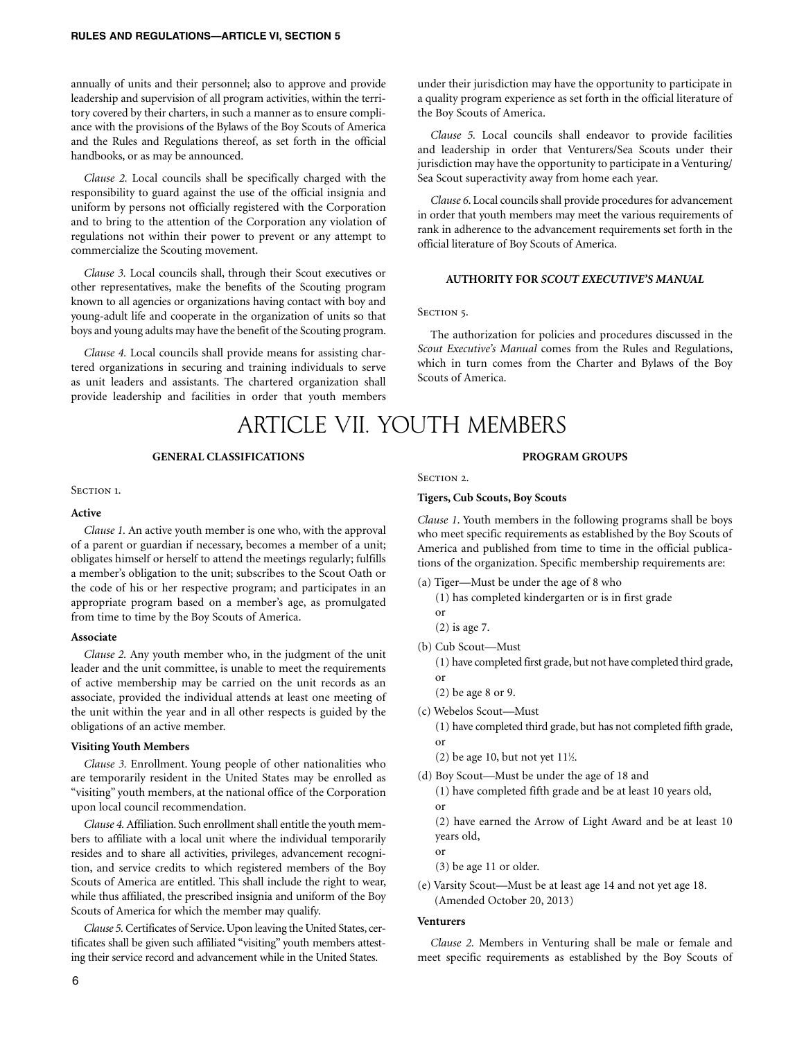annually of units and their personnel; also to approve and provide leadership and supervision of all program activities, within the territory covered by their charters, in such a manner as to ensure compliance with the provisions of the Bylaws of the Boy Scouts of America and the Rules and Regulations thereof, as set forth in the official handbooks, or as may be announced.

*Clause 2.* Local councils shall be specifically charged with the responsibility to guard against the use of the official insignia and uniform by persons not officially registered with the Corporation and to bring to the attention of the Corporation any violation of regulations not within their power to prevent or any attempt to commercialize the Scouting movement.

*Clause 3.* Local councils shall, through their Scout executives or other representatives, make the benefits of the Scouting program known to all agencies or organizations having contact with boy and young-adult life and cooperate in the organization of units so that boys and young adults may have the benefit of the Scouting program.

*Clause 4.* Local councils shall provide means for assisting chartered organizations in securing and training individuals to serve as unit leaders and assistants. The chartered organization shall provide leadership and facilities in order that youth members under their jurisdiction may have the opportunity to participate in a quality program experience as set forth in the official literature of the Boy Scouts of America.

*Clause 5.* Local councils shall endeavor to provide facilities and leadership in order that Venturers/Sea Scouts under their jurisdiction may have the opportunity to participate in a Venturing/Sea Scout superactivity away from home each year.

*Clause 6.* Local councils shall provide procedures for advancement in order that youth members may meet the various requirements of rank in adherence to the advancement requirements set forth in the official literature of Boy Scouts of America.

### AUTHORITY FOR *SCOUT EXECUTIVE'S MANUAL*

Section 5.

The authorization for policies and procedures discussed in the *Scout Executive's Manual* comes from the Rules and Regulations, which in turn comes from the Charter and Bylaws of the Boy Scouts of America.

# ARTICLE VII. YOUTH MEMBERS

### GENERAL CLASSIFICATIONS

Section 1.

**Active**

*Clause 1.* An active youth member is one who, with the approval of a parent or guardian if necessary, becomes a member of a unit; obligates himself or herself to attend the meetings regularly; fulfills a member's obligation to the unit; subscribes to the Scout Oath or the code of his or her respective program; and participates in an appropriate program based on a member's age, as promulgated from time to time by the Boy Scouts of America.

**Associate**

*Clause 2.* Any youth member who, in the judgment of the unit leader and the unit committee, is unable to meet the requirements of active membership may be carried on the unit records as an associate, provided the individual attends at least one meeting of the unit within the year and in all other respects is guided by the obligations of an active member.

**Visiting Youth Members**

*Clause 3.* Enrollment. Young people of other nationalities who are temporarily resident in the United States may be enrolled as "visiting" youth members, at the national office of the Corporation upon local council recommendation.

*Clause 4.* Affiliation. Such enrollment shall entitle the youth members to affiliate with a local unit where the individual temporarily resides and to share all activities, privileges, advancement recognition, and service credits to which registered members of the Boy Scouts of America are entitled. This shall include the right to wear, while thus affiliated, the prescribed insignia and uniform of the Boy Scouts of America for which the member may qualify.

*Clause 5.* Certificates of Service. Upon leaving the United States, certificates shall be given such affiliated "visiting" youth members attesting their service record and advancement while in the United States.

### PROGRAM GROUPS

Section 2.

**Tigers, Cub Scouts, Boy Scouts**

*Clause 1.* Youth members in the following programs shall be boys who meet specific requirements as established by the Boy Scouts of America and published from time to time in the official publications of the organization. Specific membership requirements are:

(a) Tiger—Must be under the age of 8 who
  (1) has completed kindergarten or is in first grade
  or
  (2) is age 7.

(b) Cub Scout—Must
  (1) have completed first grade, but not have completed third grade,
  or
  (2) be age 8 or 9.

(c) Webelos Scout—Must
  (1) have completed third grade, but has not completed fifth grade,
  or
  (2) be age 10, but not yet 11½.

(d) Boy Scout—Must be under the age of 18 and
  (1) have completed fifth grade and be at least 10 years old,
  or
  (2) have earned the Arrow of Light Award and be at least 10 years old,
  or
  (3) be age 11 or older.

(e) Varsity Scout—Must be at least age 14 and not yet age 18.
(Amended October 20, 2013)

**Venturers**

*Clause 2.* Members in Venturing shall be male or female and meet specific requirements as established by the Boy Scouts of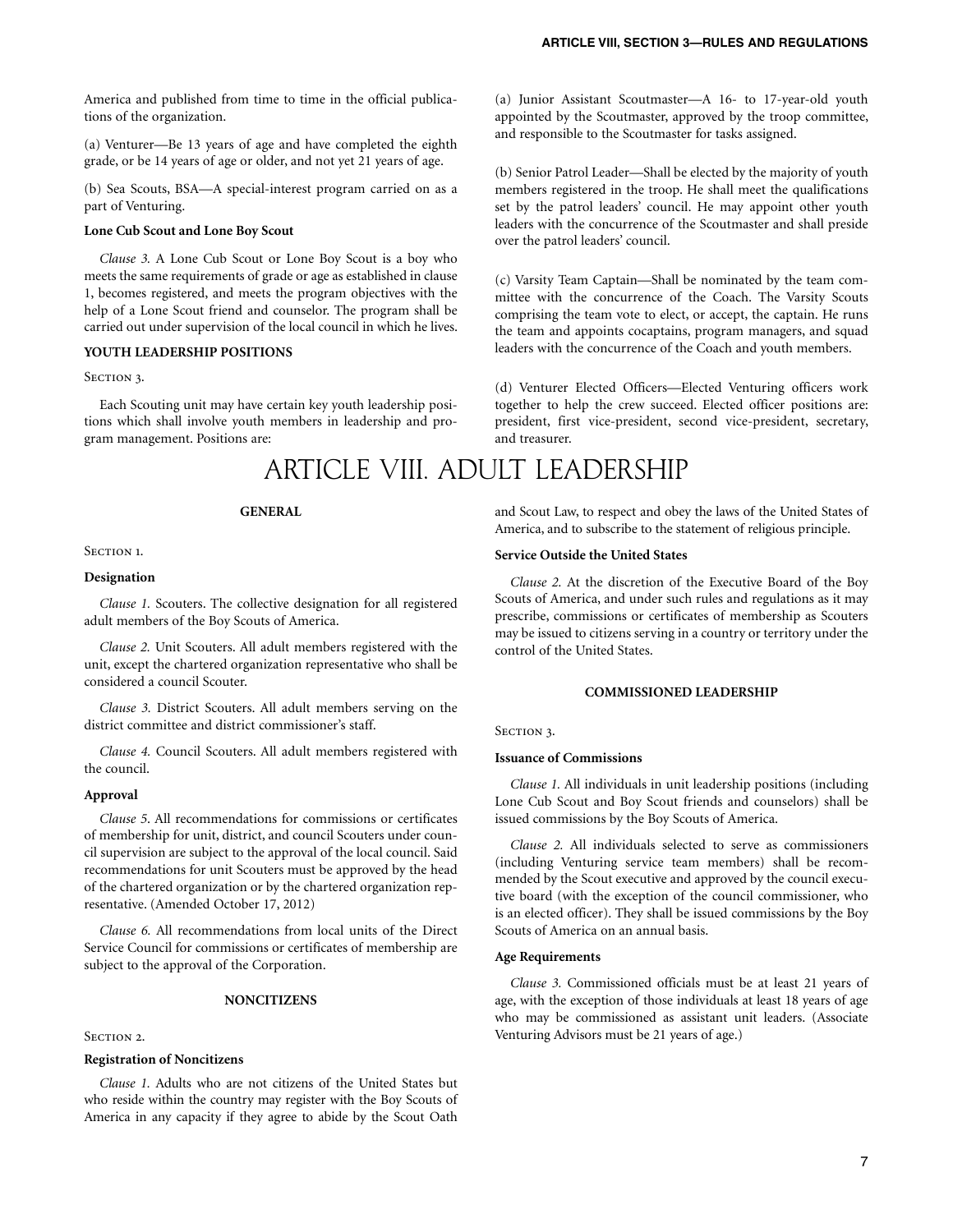America and published from time to time in the official publications of the organization.

(a) Venturer—Be 13 years of age and have completed the eighth grade, or be 14 years of age or older, and not yet 21 years of age.

(b) Sea Scouts, BSA—A special-interest program carried on as a part of Venturing.

**Lone Cub Scout and Lone Boy Scout**

*Clause 3.* A Lone Cub Scout or Lone Boy Scout is a boy who meets the same requirements of grade or age as established in clause 1, becomes registered, and meets the program objectives with the help of a Lone Scout friend and counselor. The program shall be carried out under supervision of the local council in which he lives.

**YOUTH LEADERSHIP POSITIONS**

Section 3.

Each Scouting unit may have certain key youth leadership positions which shall involve youth members in leadership and program management. Positions are:

(a) Junior Assistant Scoutmaster—A 16- to 17-year-old youth appointed by the Scoutmaster, approved by the troop committee, and responsible to the Scoutmaster for tasks assigned.

(b) Senior Patrol Leader—Shall be elected by the majority of youth members registered in the troop. He shall meet the qualifications set by the patrol leaders' council. He may appoint other youth leaders with the concurrence of the Scoutmaster and shall preside over the patrol leaders' council.

(c) Varsity Team Captain—Shall be nominated by the team committee with the concurrence of the Coach. The Varsity Scouts comprising the team vote to elect, or accept, the captain. He runs the team and appoints cocaptains, program managers, and squad leaders with the concurrence of the Coach and youth members.

(d) Venturer Elected Officers—Elected Venturing officers work together to help the crew succeed. Elected officer positions are: president, first vice-president, second vice-president, secretary, and treasurer.

# ARTICLE VIII. ADULT LEADERSHIP

**GENERAL**

Section 1.

**Designation**

*Clause 1.* Scouters. The collective designation for all registered adult members of the Boy Scouts of America.

*Clause 2.* Unit Scouters. All adult members registered with the unit, except the chartered organization representative who shall be considered a council Scouter.

*Clause 3.* District Scouters. All adult members serving on the district committee and district commissioner's staff.

*Clause 4.* Council Scouters. All adult members registered with the council.

**Approval**

*Clause 5.* All recommendations for commissions or certificates of membership for unit, district, and council Scouters under council supervision are subject to the approval of the local council. Said recommendations for unit Scouters must be approved by the head of the chartered organization or by the chartered organization representative. (Amended October 17, 2012)

*Clause 6.* All recommendations from local units of the Direct Service Council for commissions or certificates of membership are subject to the approval of the Corporation.

**NONCITIZENS**

Section 2.

**Registration of Noncitizens**

*Clause 1.* Adults who are not citizens of the United States but who reside within the country may register with the Boy Scouts of America in any capacity if they agree to abide by the Scout Oath and Scout Law, to respect and obey the laws of the United States of America, and to subscribe to the statement of religious principle.

**Service Outside the United States**

*Clause 2.* At the discretion of the Executive Board of the Boy Scouts of America, and under such rules and regulations as it may prescribe, commissions or certificates of membership as Scouters may be issued to citizens serving in a country or territory under the control of the United States.

**COMMISSIONED LEADERSHIP**

Section 3.

**Issuance of Commissions**

*Clause 1.* All individuals in unit leadership positions (including Lone Cub Scout and Boy Scout friends and counselors) shall be issued commissions by the Boy Scouts of America.

*Clause 2.* All individuals selected to serve as commissioners (including Venturing service team members) shall be recommended by the Scout executive and approved by the council executive board (with the exception of the council commissioner, who is an elected officer). They shall be issued commissions by the Boy Scouts of America on an annual basis.

**Age Requirements**

*Clause 3.* Commissioned officials must be at least 21 years of age, with the exception of those individuals at least 18 years of age who may be commissioned as assistant unit leaders. (Associate Venturing Advisors must be 21 years of age.)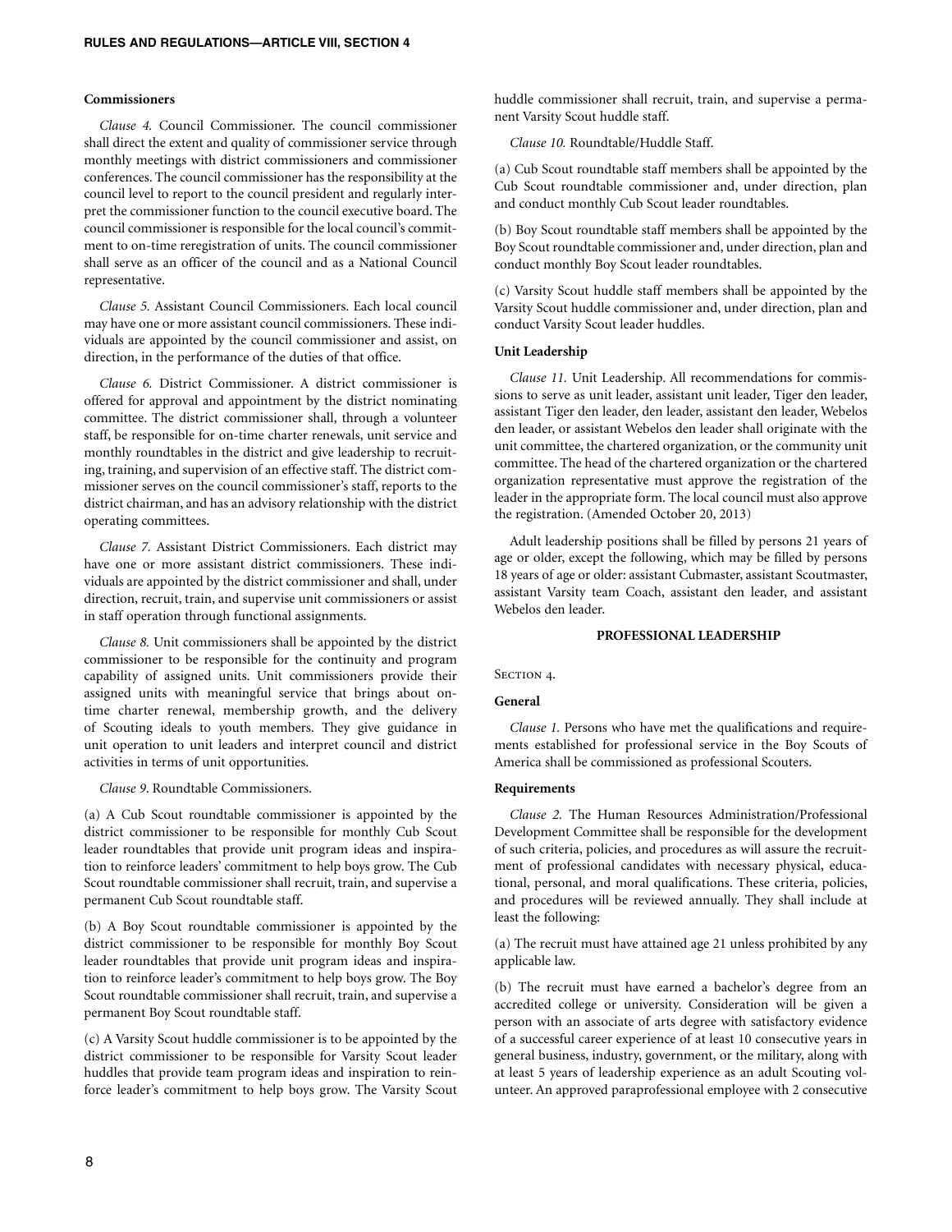**Commissioners**

*Clause 4.* Council Commissioner. The council commissioner shall direct the extent and quality of commissioner service through monthly meetings with district commissioners and commissioner conferences. The council commissioner has the responsibility at the council level to report to the council president and regularly interpret the commissioner function to the council executive board. The council commissioner is responsible for the local council's commitment to on-time reregistration of units. The council commissioner shall serve as an officer of the council and as a National Council representative.

*Clause 5.* Assistant Council Commissioners. Each local council may have one or more assistant council commissioners. These individuals are appointed by the council commissioner and assist, on direction, in the performance of the duties of that office.

*Clause 6.* District Commissioner. A district commissioner is offered for approval and appointment by the district nominating committee. The district commissioner shall, through a volunteer staff, be responsible for on-time charter renewals, unit service and monthly roundtables in the district and give leadership to recruiting, training, and supervision of an effective staff. The district commissioner serves on the council commissioner's staff, reports to the district chairman, and has an advisory relationship with the district operating committees.

*Clause 7.* Assistant District Commissioners. Each district may have one or more assistant district commissioners. These individuals are appointed by the district commissioner and shall, under direction, recruit, train, and supervise unit commissioners or assist in staff operation through functional assignments.

*Clause 8.* Unit commissioners shall be appointed by the district commissioner to be responsible for the continuity and program capability of assigned units. Unit commissioners provide their assigned units with meaningful service that brings about on-time charter renewal, membership growth, and the delivery of Scouting ideals to youth members. They give guidance in unit operation to unit leaders and interpret council and district activities in terms of unit opportunities.

*Clause 9.* Roundtable Commissioners.

(a) A Cub Scout roundtable commissioner is appointed by the district commissioner to be responsible for monthly Cub Scout leader roundtables that provide unit program ideas and inspiration to reinforce leaders' commitment to help boys grow. The Cub Scout roundtable commissioner shall recruit, train, and supervise a permanent Cub Scout roundtable staff.

(b) A Boy Scout roundtable commissioner is appointed by the district commissioner to be responsible for monthly Boy Scout leader roundtables that provide unit program ideas and inspiration to reinforce leader's commitment to help boys grow. The Boy Scout roundtable commissioner shall recruit, train, and supervise a permanent Boy Scout roundtable staff.

(c) A Varsity Scout huddle commissioner is to be appointed by the district commissioner to be responsible for Varsity Scout leader huddles that provide team program ideas and inspiration to reinforce leader's commitment to help boys grow. The Varsity Scout huddle commissioner shall recruit, train, and supervise a permanent Varsity Scout huddle staff.

*Clause 10.* Roundtable/Huddle Staff.

(a) Cub Scout roundtable staff members shall be appointed by the Cub Scout roundtable commissioner and, under direction, plan and conduct monthly Cub Scout leader roundtables.

(b) Boy Scout roundtable staff members shall be appointed by the Boy Scout roundtable commissioner and, under direction, plan and conduct monthly Boy Scout leader roundtables.

(c) Varsity Scout huddle staff members shall be appointed by the Varsity Scout huddle commissioner and, under direction, plan and conduct Varsity Scout leader huddles.

**Unit Leadership**

*Clause 11.* Unit Leadership. All recommendations for commissions to serve as unit leader, assistant unit leader, Tiger den leader, assistant Tiger den leader, den leader, assistant den leader, Webelos den leader, or assistant Webelos den leader shall originate with the unit committee, the chartered organization, or the community unit committee. The head of the chartered organization or the chartered organization representative must approve the registration of the leader in the appropriate form. The local council must also approve the registration. (Amended October 20, 2013)

Adult leadership positions shall be filled by persons 21 years of age or older, except the following, which may be filled by persons 18 years of age or older: assistant Cubmaster, assistant Scoutmaster, assistant Varsity team Coach, assistant den leader, and assistant Webelos den leader.

## PROFESSIONAL LEADERSHIP

SECTION 4.

**General**

*Clause 1.* Persons who have met the qualifications and requirements established for professional service in the Boy Scouts of America shall be commissioned as professional Scouters.

**Requirements**

*Clause 2.* The Human Resources Administration/Professional Development Committee shall be responsible for the development of such criteria, policies, and procedures as will assure the recruitment of professional candidates with necessary physical, educational, personal, and moral qualifications. These criteria, policies, and procedures will be reviewed annually. They shall include at least the following:

(a) The recruit must have attained age 21 unless prohibited by any applicable law.

(b) The recruit must have earned a bachelor's degree from an accredited college or university. Consideration will be given a person with an associate of arts degree with satisfactory evidence of a successful career experience of at least 10 consecutive years in general business, industry, government, or the military, along with at least 5 years of leadership experience as an adult Scouting volunteer. An approved paraprofessional employee with 2 consecutive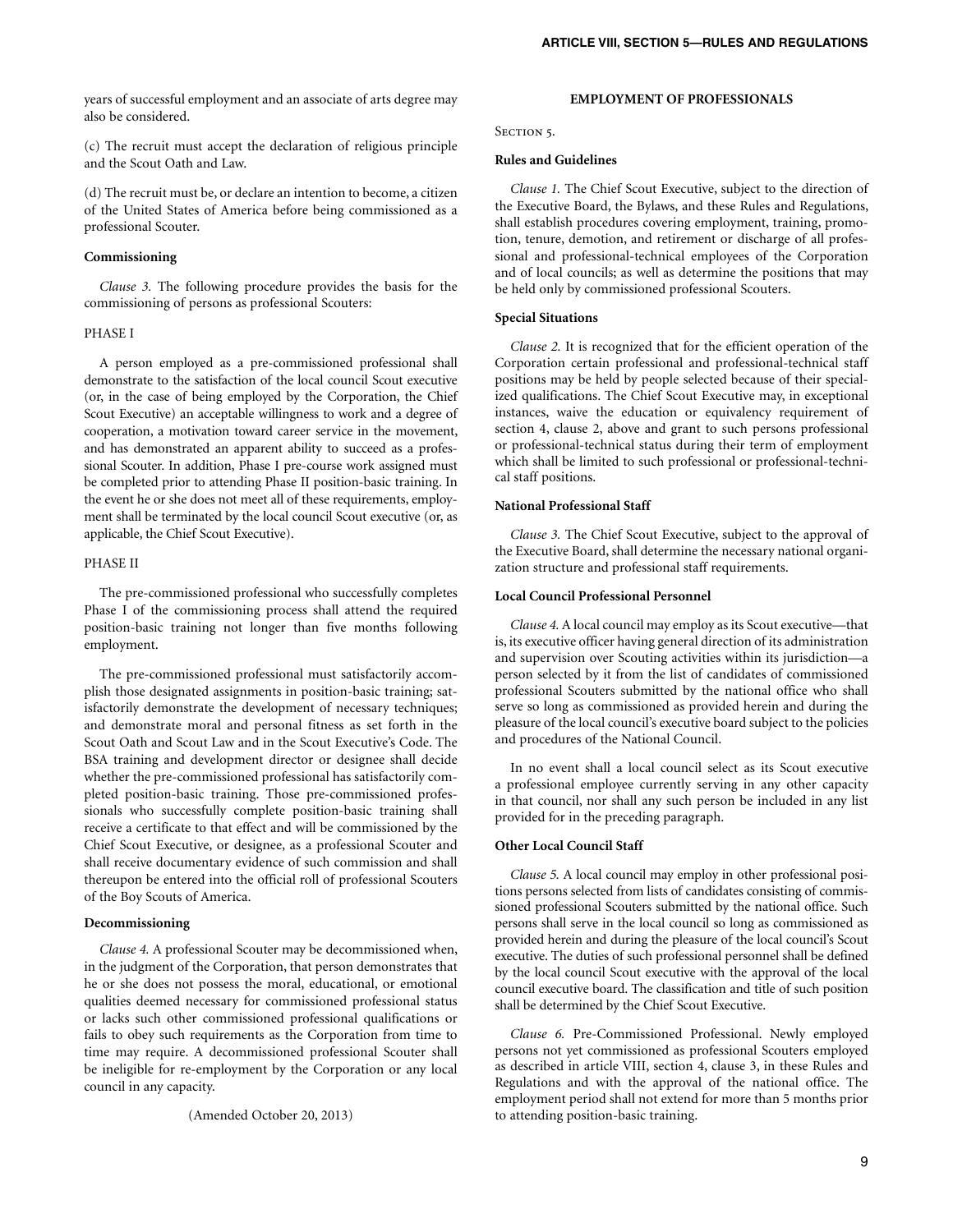years of successful employment and an associate of arts degree may also be considered.

(c) The recruit must accept the declaration of religious principle and the Scout Oath and Law.

(d) The recruit must be, or declare an intention to become, a citizen of the United States of America before being commissioned as a professional Scouter.

**Commissioning**

*Clause 3.* The following procedure provides the basis for the commissioning of persons as professional Scouters:

PHASE I

A person employed as a pre-commissioned professional shall demonstrate to the satisfaction of the local council Scout executive (or, in the case of being employed by the Corporation, the Chief Scout Executive) an acceptable willingness to work and a degree of cooperation, a motivation toward career service in the movement, and has demonstrated an apparent ability to succeed as a professional Scouter. In addition, Phase I pre-course work assigned must be completed prior to attending Phase II position-basic training. In the event he or she does not meet all of these requirements, employment shall be terminated by the local council Scout executive (or, as applicable, the Chief Scout Executive).

PHASE II

The pre-commissioned professional who successfully completes Phase I of the commissioning process shall attend the required position-basic training not longer than five months following employment.

The pre-commissioned professional must satisfactorily accomplish those designated assignments in position-basic training; satisfactorily demonstrate the development of necessary techniques; and demonstrate moral and personal fitness as set forth in the Scout Oath and Scout Law and in the Scout Executive's Code. The BSA training and development director or designee shall decide whether the pre-commissioned professional has satisfactorily completed position-basic training. Those pre-commissioned professionals who successfully complete position-basic training shall receive a certificate to that effect and will be commissioned by the Chief Scout Executive, or designee, as a professional Scouter and shall receive documentary evidence of such commission and shall thereupon be entered into the official roll of professional Scouters of the Boy Scouts of America.

**Decommissioning**

*Clause 4.* A professional Scouter may be decommissioned when, in the judgment of the Corporation, that person demonstrates that he or she does not possess the moral, educational, or emotional qualities deemed necessary for commissioned professional status or lacks such other commissioned professional qualifications or fails to obey such requirements as the Corporation from time to time may require. A decommissioned professional Scouter shall be ineligible for re-employment by the Corporation or any local council in any capacity.

(Amended October 20, 2013)

## EMPLOYMENT OF PROFESSIONALS

SECTION 5.

**Rules and Guidelines**

*Clause 1.* The Chief Scout Executive, subject to the direction of the Executive Board, the Bylaws, and these Rules and Regulations, shall establish procedures covering employment, training, promotion, tenure, demotion, and retirement or discharge of all professional and professional-technical employees of the Corporation and of local councils; as well as determine the positions that may be held only by commissioned professional Scouters.

**Special Situations**

*Clause 2.* It is recognized that for the efficient operation of the Corporation certain professional and professional-technical staff positions may be held by people selected because of their specialized qualifications. The Chief Scout Executive may, in exceptional instances, waive the education or equivalency requirement of section 4, clause 2, above and grant to such persons professional or professional-technical status during their term of employment which shall be limited to such professional or professional-technical staff positions.

**National Professional Staff**

*Clause 3.* The Chief Scout Executive, subject to the approval of the Executive Board, shall determine the necessary national organization structure and professional staff requirements.

**Local Council Professional Personnel**

*Clause 4.* A local council may employ as its Scout executive—that is, its executive officer having general direction of its administration and supervision over Scouting activities within its jurisdiction—a person selected by it from the list of candidates of commissioned professional Scouters submitted by the national office who shall serve so long as commissioned as provided herein and during the pleasure of the local council's executive board subject to the policies and procedures of the National Council.

In no event shall a local council select as its Scout executive a professional employee currently serving in any other capacity in that council, nor shall any such person be included in any list provided for in the preceding paragraph.

**Other Local Council Staff**

*Clause 5.* A local council may employ in other professional positions persons selected from lists of candidates consisting of commissioned professional Scouters submitted by the national office. Such persons shall serve in the local council so long as commissioned as provided herein and during the pleasure of the local council's Scout executive. The duties of such professional personnel shall be defined by the local council Scout executive with the approval of the local council executive board. The classification and title of such position shall be determined by the Chief Scout Executive.

*Clause 6.* Pre-Commissioned Professional. Newly employed persons not yet commissioned as professional Scouters employed as described in article VIII, section 4, clause 3, in these Rules and Regulations and with the approval of the national office. The employment period shall not extend for more than 5 months prior to attending position-basic training.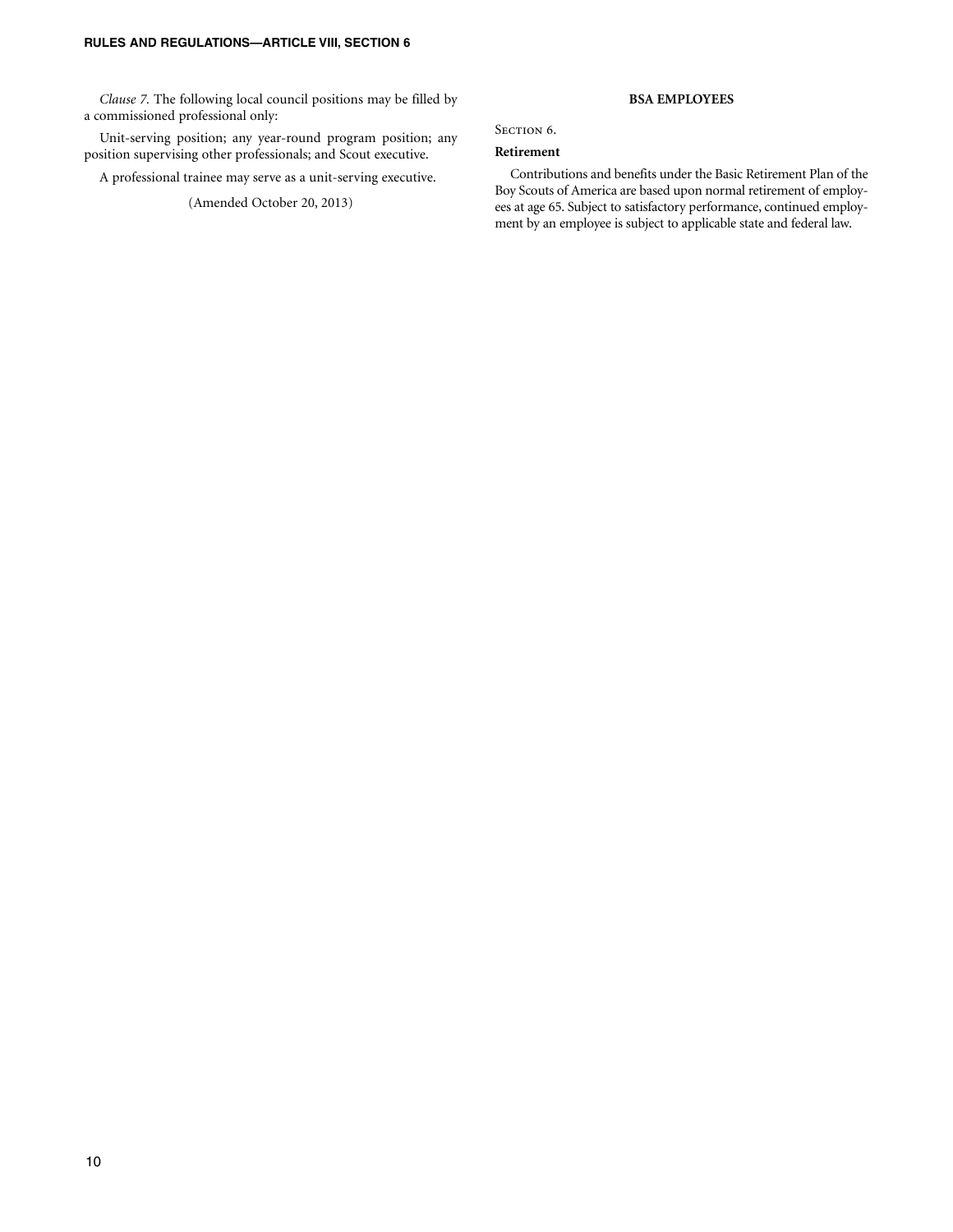*Clause 7.* The following local council positions may be filled by a commissioned professional only:

Unit-serving position; any year-round program position; any position supervising other professionals; and Scout executive.

A professional trainee may serve as a unit-serving executive.

(Amended October 20, 2013)

## BSA EMPLOYEES

Section 6.

**Retirement**

Contributions and benefits under the Basic Retirement Plan of the Boy Scouts of America are based upon normal retirement of employees at age 65. Subject to satisfactory performance, continued employment by an employee is subject to applicable state and federal law.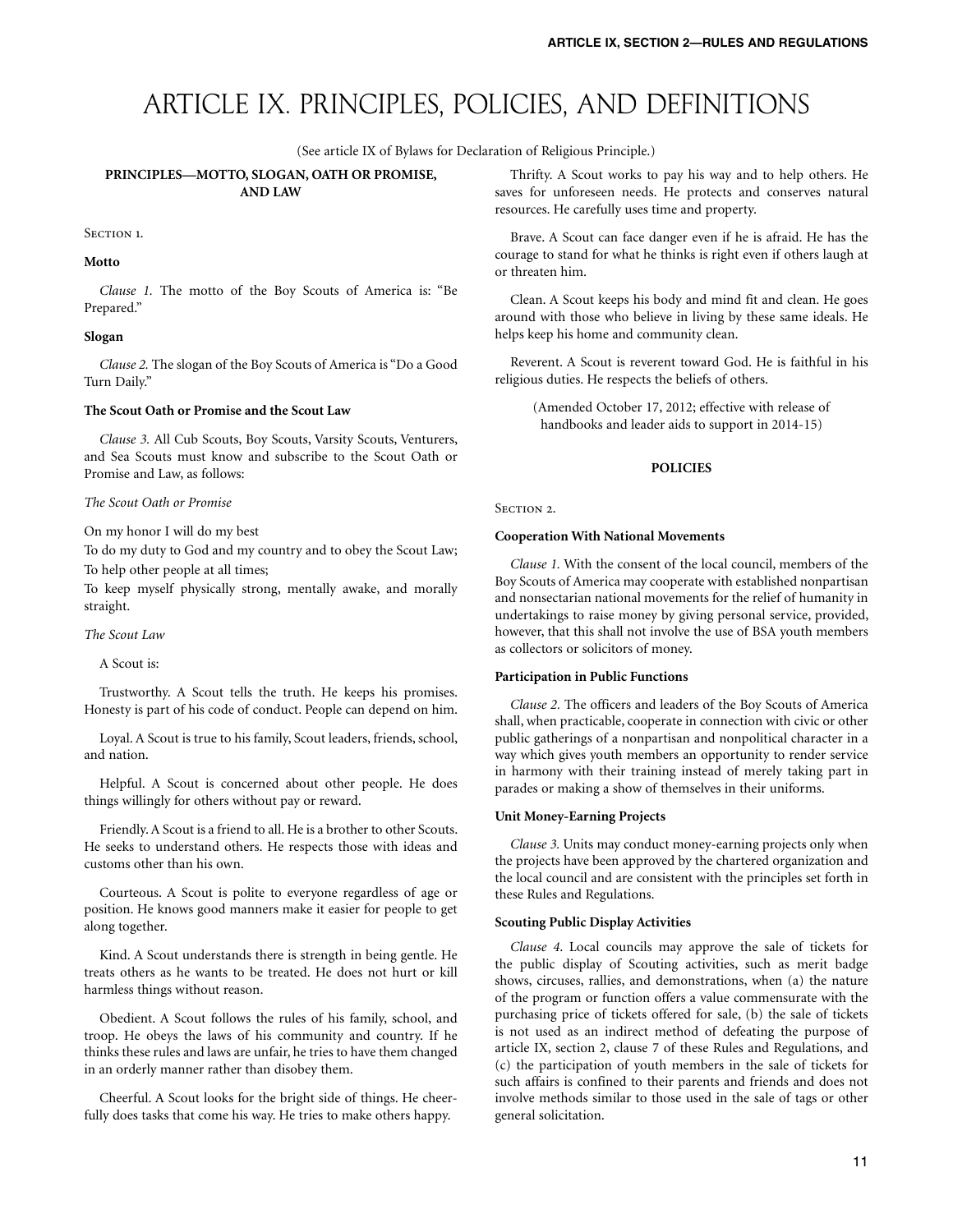// ARTICLE IX. PRINCIPLES, POLICIES, AND DEFINITIONS

(See article IX of Bylaws for Declaration of Religious Principle.)

## PRINCIPLES—MOTTO, SLOGAN, OATH OR PROMISE, AND LAW

SECTION 1.

**Motto**

*Clause 1.* The motto of the Boy Scouts of America is: "Be Prepared."

**Slogan**

*Clause 2.* The slogan of the Boy Scouts of America is "Do a Good Turn Daily."

**The Scout Oath or Promise and the Scout Law**

*Clause 3.* All Cub Scouts, Boy Scouts, Varsity Scouts, Venturers, and Sea Scouts must know and subscribe to the Scout Oath or Promise and Law, as follows:

*The Scout Oath or Promise*

On my honor I will do my best  
To do my duty to God and my country and to obey the Scout Law;  
To help other people at all times;  
To keep myself physically strong, mentally awake, and morally straight.

*The Scout Law*

A Scout is:

Trustworthy. A Scout tells the truth. He keeps his promises. Honesty is part of his code of conduct. People can depend on him.

Loyal. A Scout is true to his family, Scout leaders, friends, school, and nation.

Helpful. A Scout is concerned about other people. He does things willingly for others without pay or reward.

Friendly. A Scout is a friend to all. He is a brother to other Scouts. He seeks to understand others. He respects those with ideas and customs other than his own.

Courteous. A Scout is polite to everyone regardless of age or position. He knows good manners make it easier for people to get along together.

Kind. A Scout understands there is strength in being gentle. He treats others as he wants to be treated. He does not hurt or kill harmless things without reason.

Obedient. A Scout follows the rules of his family, school, and troop. He obeys the laws of his community and country. If he thinks these rules and laws are unfair, he tries to have them changed in an orderly manner rather than disobey them.

Cheerful. A Scout looks for the bright side of things. He cheerfully does tasks that come his way. He tries to make others happy.

Thrifty. A Scout works to pay his way and to help others. He saves for unforeseen needs. He protects and conserves natural resources. He carefully uses time and property.

Brave. A Scout can face danger even if he is afraid. He has the courage to stand for what he thinks is right even if others laugh at or threaten him.

Clean. A Scout keeps his body and mind fit and clean. He goes around with those who believe in living by these same ideals. He helps keep his home and community clean.

Reverent. A Scout is reverent toward God. He is faithful in his religious duties. He respects the beliefs of others.

(Amended October 17, 2012; effective with release of handbooks and leader aids to support in 2014-15)

## POLICIES

SECTION 2.

**Cooperation With National Movements**

*Clause 1.* With the consent of the local council, members of the Boy Scouts of America may cooperate with established nonpartisan and nonsectarian national movements for the relief of humanity in undertakings to raise money by giving personal service, provided, however, that this shall not involve the use of BSA youth members as collectors or solicitors of money.

**Participation in Public Functions**

*Clause 2.* The officers and leaders of the Boy Scouts of America shall, when practicable, cooperate in connection with civic or other public gatherings of a nonpartisan and nonpolitical character in a way which gives youth members an opportunity to render service in harmony with their training instead of merely taking part in parades or making a show of themselves in their uniforms.

**Unit Money-Earning Projects**

*Clause 3.* Units may conduct money-earning projects only when the projects have been approved by the chartered organization and the local council and are consistent with the principles set forth in these Rules and Regulations.

**Scouting Public Display Activities**

*Clause 4.* Local councils may approve the sale of tickets for the public display of Scouting activities, such as merit badge shows, circuses, rallies, and demonstrations, when (a) the nature of the program or function offers a value commensurate with the purchasing price of tickets offered for sale, (b) the sale of tickets is not used as an indirect method of defeating the purpose of article IX, section 2, clause 7 of these Rules and Regulations, and (c) the participation of youth members in the sale of tickets for such affairs is confined to their parents and friends and does not involve methods similar to those used in the sale of tags or other general solicitation.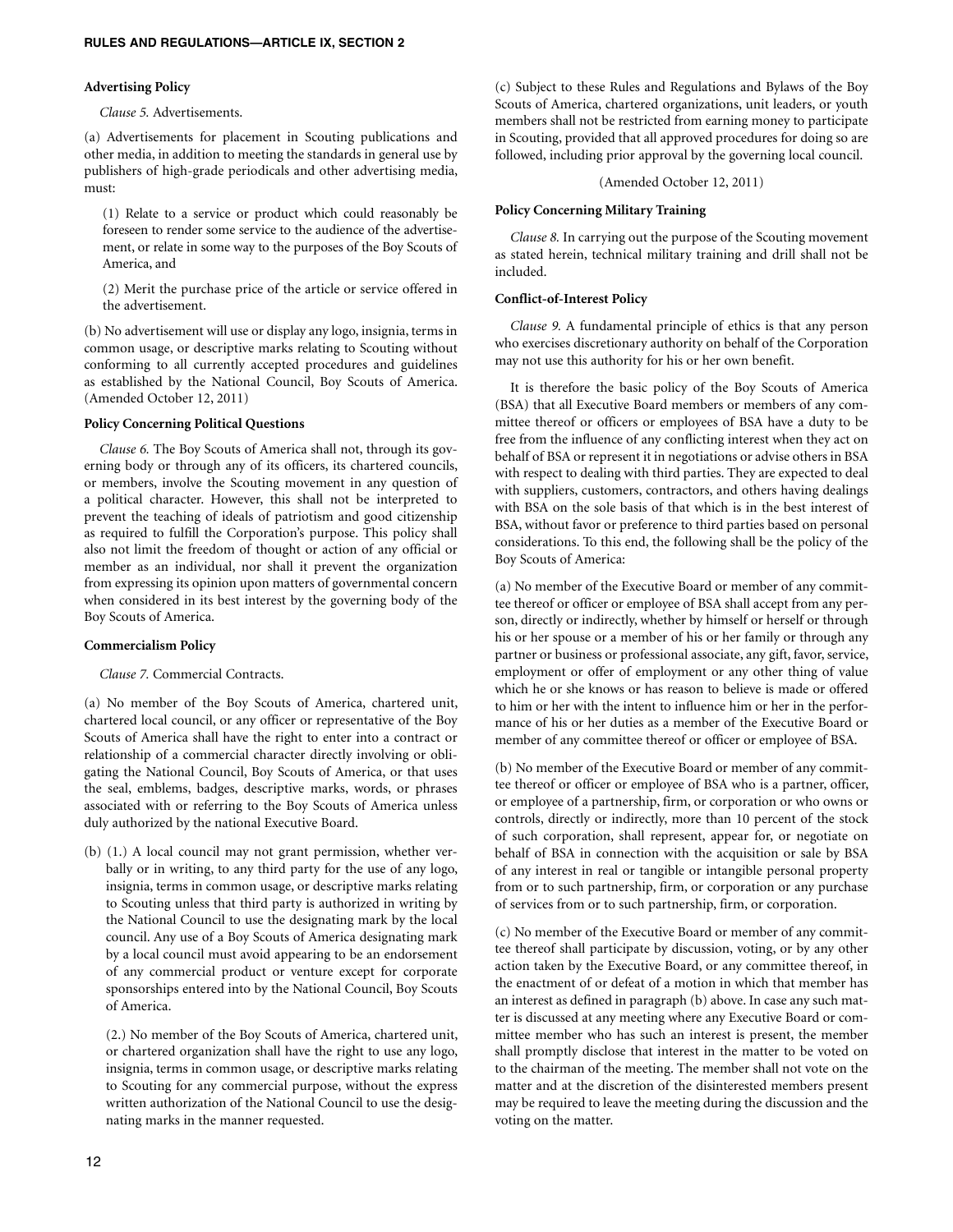**Advertising Policy**

*Clause 5.* Advertisements.

(a) Advertisements for placement in Scouting publications and other media, in addition to meeting the standards in general use by publishers of high-grade periodicals and other advertising media, must:

(1) Relate to a service or product which could reasonably be foreseen to render some service to the audience of the advertisement, or relate in some way to the purposes of the Boy Scouts of America, and

(2) Merit the purchase price of the article or service offered in the advertisement.

(b) No advertisement will use or display any logo, insignia, terms in common usage, or descriptive marks relating to Scouting without conforming to all currently accepted procedures and guidelines as established by the National Council, Boy Scouts of America. (Amended October 12, 2011)

**Policy Concerning Political Questions**

*Clause 6.* The Boy Scouts of America shall not, through its governing body or through any of its officers, its chartered councils, or members, involve the Scouting movement in any question of a political character. However, this shall not be interpreted to prevent the teaching of ideals of patriotism and good citizenship as required to fulfill the Corporation's purpose. This policy shall also not limit the freedom of thought or action of any official or member as an individual, nor shall it prevent the organization from expressing its opinion upon matters of governmental concern when considered in its best interest by the governing body of the Boy Scouts of America.

**Commercialism Policy**

*Clause 7.* Commercial Contracts.

(a) No member of the Boy Scouts of America, chartered unit, chartered local council, or any officer or representative of the Boy Scouts of America shall have the right to enter into a contract or relationship of a commercial character directly involving or obligating the National Council, Boy Scouts of America, or that uses the seal, emblems, badges, descriptive marks, words, or phrases associated with or referring to the Boy Scouts of America unless duly authorized by the national Executive Board.

(b) (1.) A local council may not grant permission, whether verbally or in writing, to any third party for the use of any logo, insignia, terms in common usage, or descriptive marks relating to Scouting unless that third party is authorized in writing by the National Council to use the designating mark by the local council. Any use of a Boy Scouts of America designating mark by a local council must avoid appearing to be an endorsement of any commercial product or venture except for corporate sponsorships entered into by the National Council, Boy Scouts of America.

(2.) No member of the Boy Scouts of America, chartered unit, or chartered organization shall have the right to use any logo, insignia, terms in common usage, or descriptive marks relating to Scouting for any commercial purpose, without the express written authorization of the National Council to use the designating marks in the manner requested.

(c) Subject to these Rules and Regulations and Bylaws of the Boy Scouts of America, chartered organizations, unit leaders, or youth members shall not be restricted from earning money to participate in Scouting, provided that all approved procedures for doing so are followed, including prior approval by the governing local council.

(Amended October 12, 2011)

**Policy Concerning Military Training**

*Clause 8.* In carrying out the purpose of the Scouting movement as stated herein, technical military training and drill shall not be included.

**Conflict-of-Interest Policy**

*Clause 9.* A fundamental principle of ethics is that any person who exercises discretionary authority on behalf of the Corporation may not use this authority for his or her own benefit.

It is therefore the basic policy of the Boy Scouts of America (BSA) that all Executive Board members or members of any committee thereof or officers or employees of BSA have a duty to be free from the influence of any conflicting interest when they act on behalf of BSA or represent it in negotiations or advise others in BSA with respect to dealing with third parties. They are expected to deal with suppliers, customers, contractors, and others having dealings with BSA on the sole basis of that which is in the best interest of BSA, without favor or preference to third parties based on personal considerations. To this end, the following shall be the policy of the Boy Scouts of America:

(a) No member of the Executive Board or member of any committee thereof or officer or employee of BSA shall accept from any person, directly or indirectly, whether by himself or herself or through his or her spouse or a member of his or her family or through any partner or business or professional associate, any gift, favor, service, employment or offer of employment or any other thing of value which he or she knows or has reason to believe is made or offered to him or her with the intent to influence him or her in the performance of his or her duties as a member of the Executive Board or member of any committee thereof or officer or employee of BSA.

(b) No member of the Executive Board or member of any committee thereof or officer or employee of BSA who is a partner, officer, or employee of a partnership, firm, or corporation or who owns or controls, directly or indirectly, more than 10 percent of the stock of such corporation, shall represent, appear for, or negotiate on behalf of BSA in connection with the acquisition or sale by BSA of any interest in real or tangible or intangible personal property from or to such partnership, firm, or corporation or any purchase of services from or to such partnership, firm, or corporation.

(c) No member of the Executive Board or member of any committee thereof shall participate by discussion, voting, or by any other action taken by the Executive Board, or any committee thereof, in the enactment of or defeat of a motion in which that member has an interest as defined in paragraph (b) above. In case any such matter is discussed at any meeting where any Executive Board or committee member who has such an interest is present, the member shall promptly disclose that interest in the matter to be voted on to the chairman of the meeting. The member shall not vote on the matter and at the discretion of the disinterested members present may be required to leave the meeting during the discussion and the voting on the matter.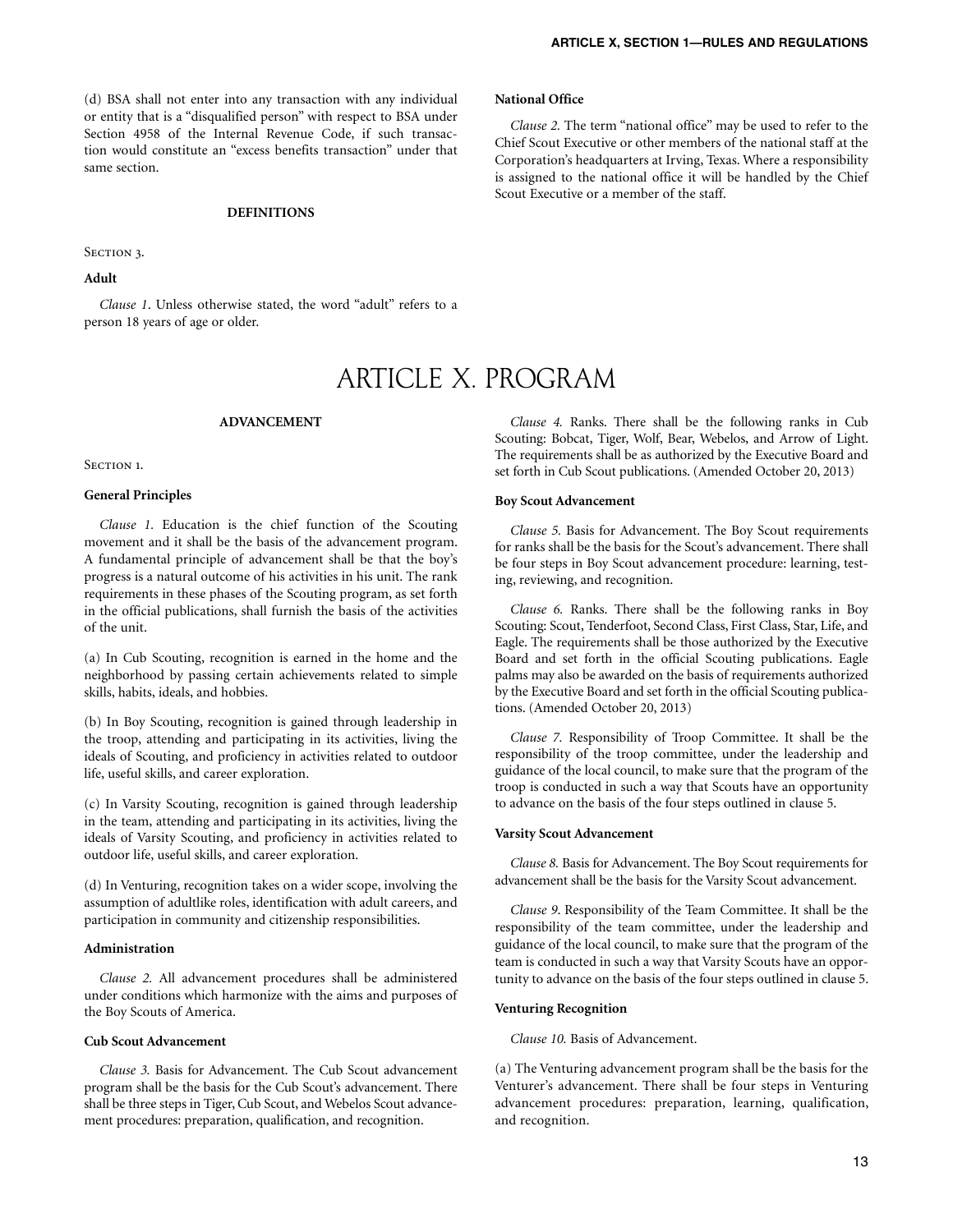(d) BSA shall not enter into any transaction with any individual or entity that is a "disqualified person" with respect to BSA under Section 4958 of the Internal Revenue Code, if such transaction would constitute an "excess benefits transaction" under that same section.

#### DEFINITIONS

SECTION 3.

**Adult**

*Clause 1.* Unless otherwise stated, the word "adult" refers to a person 18 years of age or older.

**National Office**

*Clause 2.* The term "national office" may be used to refer to the Chief Scout Executive or other members of the national staff at the Corporation's headquarters at Irving, Texas. Where a responsibility is assigned to the national office it will be handled by the Chief Scout Executive or a member of the staff.

# ARTICLE X. PROGRAM

#### ADVANCEMENT

SECTION 1.

**General Principles**

*Clause 1.* Education is the chief function of the Scouting movement and it shall be the basis of the advancement program. A fundamental principle of advancement shall be that the boy's progress is a natural outcome of his activities in his unit. The rank requirements in these phases of the Scouting program, as set forth in the official publications, shall furnish the basis of the activities of the unit.

(a) In Cub Scouting, recognition is earned in the home and the neighborhood by passing certain achievements related to simple skills, habits, ideals, and hobbies.

(b) In Boy Scouting, recognition is gained through leadership in the troop, attending and participating in its activities, living the ideals of Scouting, and proficiency in activities related to outdoor life, useful skills, and career exploration.

(c) In Varsity Scouting, recognition is gained through leadership in the team, attending and participating in its activities, living the ideals of Varsity Scouting, and proficiency in activities related to outdoor life, useful skills, and career exploration.

(d) In Venturing, recognition takes on a wider scope, involving the assumption of adultlike roles, identification with adult careers, and participation in community and citizenship responsibilities.

**Administration**

*Clause 2.* All advancement procedures shall be administered under conditions which harmonize with the aims and purposes of the Boy Scouts of America.

**Cub Scout Advancement**

*Clause 3.* Basis for Advancement. The Cub Scout advancement program shall be the basis for the Cub Scout's advancement. There shall be three steps in Tiger, Cub Scout, and Webelos Scout advancement procedures: preparation, qualification, and recognition.

*Clause 4.* Ranks. There shall be the following ranks in Cub Scouting: Bobcat, Tiger, Wolf, Bear, Webelos, and Arrow of Light. The requirements shall be as authorized by the Executive Board and set forth in Cub Scout publications. (Amended October 20, 2013)

**Boy Scout Advancement**

*Clause 5.* Basis for Advancement. The Boy Scout requirements for ranks shall be the basis for the Scout's advancement. There shall be four steps in Boy Scout advancement procedure: learning, testing, reviewing, and recognition.

*Clause 6.* Ranks. There shall be the following ranks in Boy Scouting: Scout, Tenderfoot, Second Class, First Class, Star, Life, and Eagle. The requirements shall be those authorized by the Executive Board and set forth in the official Scouting publications. Eagle palms may also be awarded on the basis of requirements authorized by the Executive Board and set forth in the official Scouting publications. (Amended October 20, 2013)

*Clause 7.* Responsibility of Troop Committee. It shall be the responsibility of the troop committee, under the leadership and guidance of the local council, to make sure that the program of the troop is conducted in such a way that Scouts have an opportunity to advance on the basis of the four steps outlined in clause 5.

**Varsity Scout Advancement**

*Clause 8.* Basis for Advancement. The Boy Scout requirements for advancement shall be the basis for the Varsity Scout advancement.

*Clause 9.* Responsibility of the Team Committee. It shall be the responsibility of the team committee, under the leadership and guidance of the local council, to make sure that the program of the team is conducted in such a way that Varsity Scouts have an opportunity to advance on the basis of the four steps outlined in clause 5.

**Venturing Recognition**

*Clause 10.* Basis of Advancement.

(a) The Venturing advancement program shall be the basis for the Venturer's advancement. There shall be four steps in Venturing advancement procedures: preparation, learning, qualification, and recognition.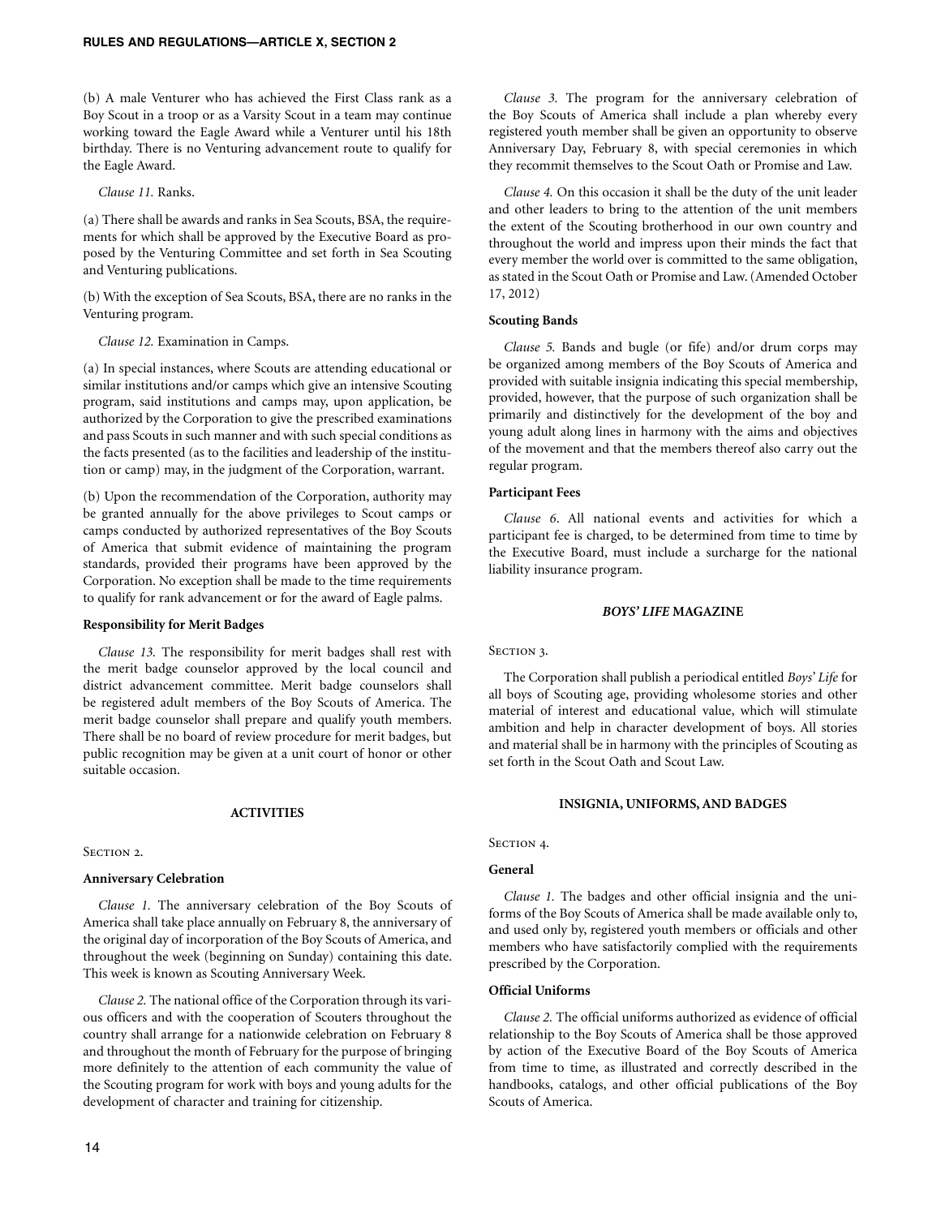(b) A male Venturer who has achieved the First Class rank as a Boy Scout in a troop or as a Varsity Scout in a team may continue working toward the Eagle Award while a Venturer until his 18th birthday. There is no Venturing advancement route to qualify for the Eagle Award.

*Clause 11.* Ranks.

(a) There shall be awards and ranks in Sea Scouts, BSA, the requirements for which shall be approved by the Executive Board as proposed by the Venturing Committee and set forth in Sea Scouting and Venturing publications.

(b) With the exception of Sea Scouts, BSA, there are no ranks in the Venturing program.

*Clause 12.* Examination in Camps.

(a) In special instances, where Scouts are attending educational or similar institutions and/or camps which give an intensive Scouting program, said institutions and camps may, upon application, be authorized by the Corporation to give the prescribed examinations and pass Scouts in such manner and with such special conditions as the facts presented (as to the facilities and leadership of the institution or camp) may, in the judgment of the Corporation, warrant.

(b) Upon the recommendation of the Corporation, authority may be granted annually for the above privileges to Scout camps or camps conducted by authorized representatives of the Boy Scouts of America that submit evidence of maintaining the program standards, provided their programs have been approved by the Corporation. No exception shall be made to the time requirements to qualify for rank advancement or for the award of Eagle palms.

**Responsibility for Merit Badges**

*Clause 13.* The responsibility for merit badges shall rest with the merit badge counselor approved by the local council and district advancement committee. Merit badge counselors shall be registered adult members of the Boy Scouts of America. The merit badge counselor shall prepare and qualify youth members. There shall be no board of review procedure for merit badges, but public recognition may be given at a unit court of honor or other suitable occasion.

## ACTIVITIES

SECTION 2.

**Anniversary Celebration**

*Clause 1.* The anniversary celebration of the Boy Scouts of America shall take place annually on February 8, the anniversary of the original day of incorporation of the Boy Scouts of America, and throughout the week (beginning on Sunday) containing this date. This week is known as Scouting Anniversary Week.

*Clause 2.* The national office of the Corporation through its various officers and with the cooperation of Scouters throughout the country shall arrange for a nationwide celebration on February 8 and throughout the month of February for the purpose of bringing more definitely to the attention of each community the value of the Scouting program for work with boys and young adults for the development of character and training for citizenship.

*Clause 3.* The program for the anniversary celebration of the Boy Scouts of America shall include a plan whereby every registered youth member shall be given an opportunity to observe Anniversary Day, February 8, with special ceremonies in which they recommit themselves to the Scout Oath or Promise and Law.

*Clause 4.* On this occasion it shall be the duty of the unit leader and other leaders to bring to the attention of the unit members the extent of the Scouting brotherhood in our own country and throughout the world and impress upon their minds the fact that every member the world over is committed to the same obligation, as stated in the Scout Oath or Promise and Law. (Amended October 17, 2012)

**Scouting Bands**

*Clause 5.* Bands and bugle (or fife) and/or drum corps may be organized among members of the Boy Scouts of America and provided with suitable insignia indicating this special membership, provided, however, that the purpose of such organization shall be primarily and distinctively for the development of the boy and young adult along lines in harmony with the aims and objectives of the movement and that the members thereof also carry out the regular program.

**Participant Fees**

*Clause 6.* All national events and activities for which a participant fee is charged, to be determined from time to time by the Executive Board, must include a surcharge for the national liability insurance program.

## *BOYS' LIFE* MAGAZINE

SECTION 3.

The Corporation shall publish a periodical entitled *Boys' Life* for all boys of Scouting age, providing wholesome stories and other material of interest and educational value, which will stimulate ambition and help in character development of boys. All stories and material shall be in harmony with the principles of Scouting as set forth in the Scout Oath and Scout Law.

## INSIGNIA, UNIFORMS, AND BADGES

SECTION 4.

**General**

*Clause 1.* The badges and other official insignia and the uniforms of the Boy Scouts of America shall be made available only to, and used only by, registered youth members or officials and other members who have satisfactorily complied with the requirements prescribed by the Corporation.

**Official Uniforms**

*Clause 2.* The official uniforms authorized as evidence of official relationship to the Boy Scouts of America shall be those approved by action of the Executive Board of the Boy Scouts of America from time to time, as illustrated and correctly described in the handbooks, catalogs, and other official publications of the Boy Scouts of America.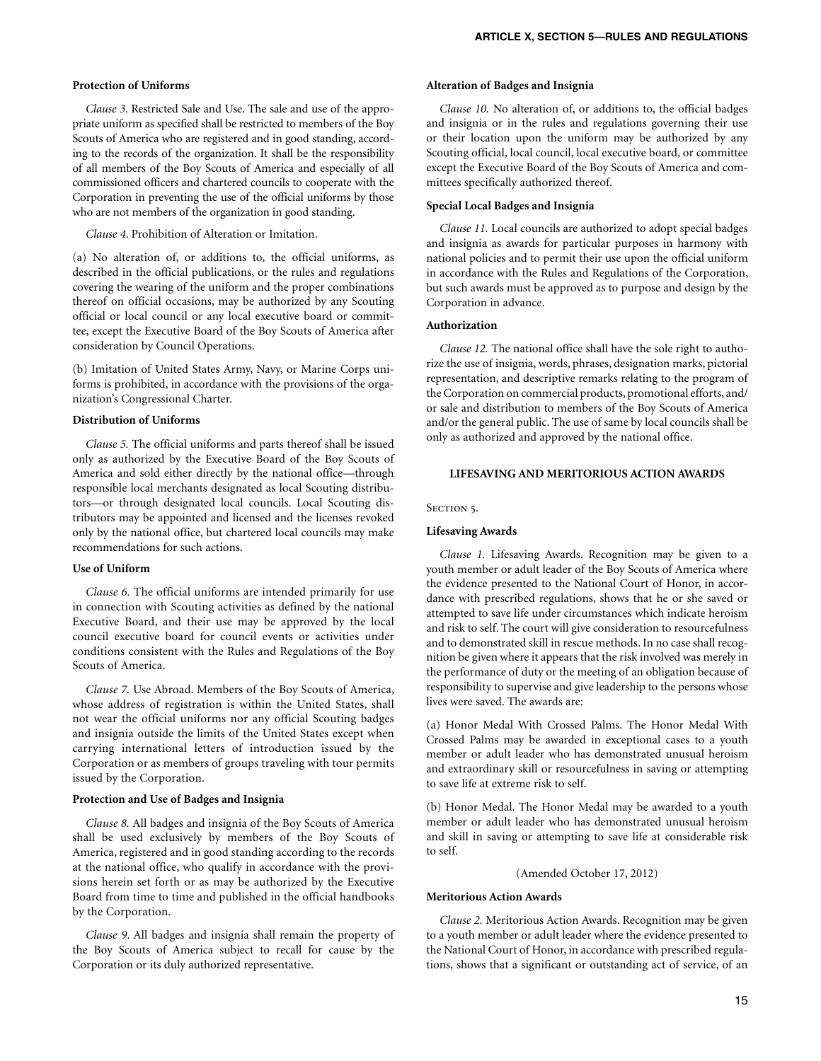**Protection of Uniforms**

*Clause 3*. Restricted Sale and Use. The sale and use of the appropriate uniform as specified shall be restricted to members of the Boy Scouts of America who are registered and in good standing, according to the records of the organization. It shall be the responsibility of all members of the Boy Scouts of America and especially of all commissioned officers and chartered councils to cooperate with the Corporation in preventing the use of the official uniforms by those who are not members of the organization in good standing.

*Clause 4*. Prohibition of Alteration or Imitation.

(a) No alteration of, or additions to, the official uniforms, as described in the official publications, or the rules and regulations covering the wearing of the uniform and the proper combinations thereof on official occasions, may be authorized by any Scouting official or local council or any local executive board or committee, except the Executive Board of the Boy Scouts of America after consideration by Council Operations.

(b) Imitation of United States Army, Navy, or Marine Corps uniforms is prohibited, in accordance with the provisions of the organization's Congressional Charter.

**Distribution of Uniforms**

*Clause 5.* The official uniforms and parts thereof shall be issued only as authorized by the Executive Board of the Boy Scouts of America and sold either directly by the national office—through responsible local merchants designated as local Scouting distributors—or through designated local councils. Local Scouting distributors may be appointed and licensed and the licenses revoked only by the national office, but chartered local councils may make recommendations for such actions.

**Use of Uniform**

*Clause 6.* The official uniforms are intended primarily for use in connection with Scouting activities as defined by the national Executive Board, and their use may be approved by the local council executive board for council events or activities under conditions consistent with the Rules and Regulations of the Boy Scouts of America.

*Clause 7.* Use Abroad. Members of the Boy Scouts of America, whose address of registration is within the United States, shall not wear the official uniforms nor any official Scouting badges and insignia outside the limits of the United States except when carrying international letters of introduction issued by the Corporation or as members of groups traveling with tour permits issued by the Corporation.

**Protection and Use of Badges and Insignia**

*Clause 8.* All badges and insignia of the Boy Scouts of America shall be used exclusively by members of the Boy Scouts of America, registered and in good standing according to the records at the national office, who qualify in accordance with the provisions herein set forth or as may be authorized by the Executive Board from time to time and published in the official handbooks by the Corporation.

*Clause 9*. All badges and insignia shall remain the property of the Boy Scouts of America subject to recall for cause by the Corporation or its duly authorized representative.

**Alteration of Badges and Insignia**

*Clause 10.* No alteration of, or additions to, the official badges and insignia or in the rules and regulations governing their use or their location upon the uniform may be authorized by any Scouting official, local council, local executive board, or committee except the Executive Board of the Boy Scouts of America and committees specifically authorized thereof.

**Special Local Badges and Insignia**

*Clause 11.* Local councils are authorized to adopt special badges and insignia as awards for particular purposes in harmony with national policies and to permit their use upon the official uniform in accordance with the Rules and Regulations of the Corporation, but such awards must be approved as to purpose and design by the Corporation in advance.

**Authorization**

*Clause 12.* The national office shall have the sole right to authorize the use of insignia, words, phrases, designation marks, pictorial representation, and descriptive remarks relating to the program of the Corporation on commercial products, promotional efforts, and/or sale and distribution to members of the Boy Scouts of America and/or the general public. The use of same by local councils shall be only as authorized and approved by the national office.

## LIFESAVING AND MERITORIOUS ACTION AWARDS

Section 5.

**Lifesaving Awards**

*Clause 1.* Lifesaving Awards. Recognition may be given to a youth member or adult leader of the Boy Scouts of America where the evidence presented to the National Court of Honor, in accordance with prescribed regulations, shows that he or she saved or attempted to save life under circumstances which indicate heroism and risk to self. The court will give consideration to resourcefulness and to demonstrated skill in rescue methods. In no case shall recognition be given where it appears that the risk involved was merely in the performance of duty or the meeting of an obligation because of responsibility to supervise and give leadership to the persons whose lives were saved. The awards are:

(a) Honor Medal With Crossed Palms. The Honor Medal With Crossed Palms may be awarded in exceptional cases to a youth member or adult leader who has demonstrated unusual heroism and extraordinary skill or resourcefulness in saving or attempting to save life at extreme risk to self.

(b) Honor Medal. The Honor Medal may be awarded to a youth member or adult leader who has demonstrated unusual heroism and skill in saving or attempting to save life at considerable risk to self.

(Amended October 17, 2012)

**Meritorious Action Awards**

*Clause 2.* Meritorious Action Awards. Recognition may be given to a youth member or adult leader where the evidence presented to the National Court of Honor, in accordance with prescribed regulations, shows that a significant or outstanding act of service, of an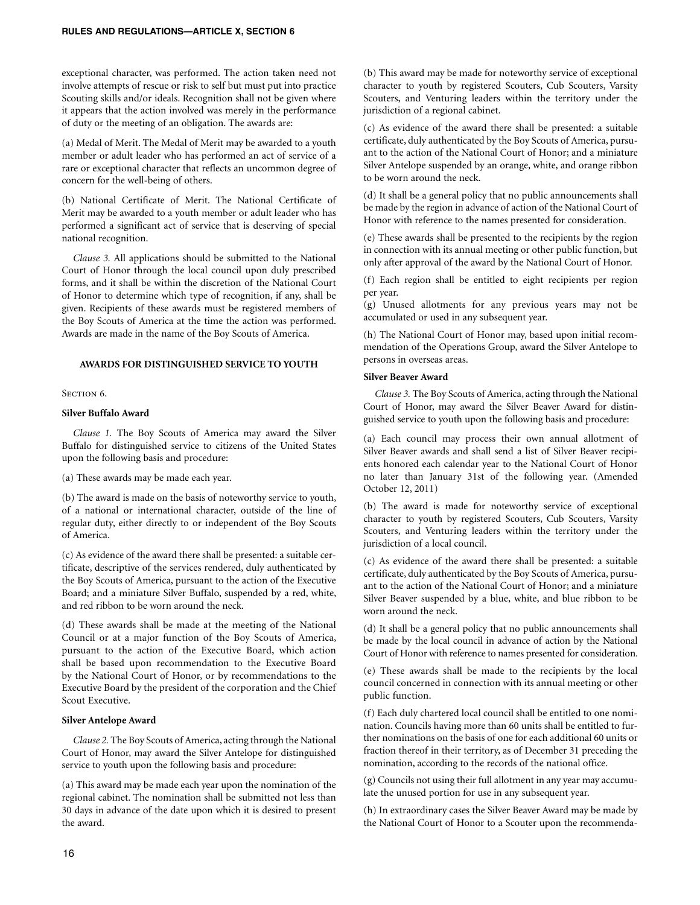exceptional character, was performed. The action taken need not involve attempts of rescue or risk to self but must put into practice Scouting skills and/or ideals. Recognition shall not be given where it appears that the action involved was merely in the performance of duty or the meeting of an obligation. The awards are:

(a) Medal of Merit. The Medal of Merit may be awarded to a youth member or adult leader who has performed an act of service of a rare or exceptional character that reflects an uncommon degree of concern for the well-being of others.

(b) National Certificate of Merit. The National Certificate of Merit may be awarded to a youth member or adult leader who has performed a significant act of service that is deserving of special national recognition.

*Clause 3.* All applications should be submitted to the National Court of Honor through the local council upon duly prescribed forms, and it shall be within the discretion of the National Court of Honor to determine which type of recognition, if any, shall be given. Recipients of these awards must be registered members of the Boy Scouts of America at the time the action was performed. Awards are made in the name of the Boy Scouts of America.

## AWARDS FOR DISTINGUISHED SERVICE TO YOUTH

SECTION 6.

### Silver Buffalo Award

*Clause 1.* The Boy Scouts of America may award the Silver Buffalo for distinguished service to citizens of the United States upon the following basis and procedure:

(a) These awards may be made each year.

(b) The award is made on the basis of noteworthy service to youth, of a national or international character, outside of the line of regular duty, either directly to or independent of the Boy Scouts of America.

(c) As evidence of the award there shall be presented: a suitable certificate, descriptive of the services rendered, duly authenticated by the Boy Scouts of America, pursuant to the action of the Executive Board; and a miniature Silver Buffalo, suspended by a red, white, and red ribbon to be worn around the neck.

(d) These awards shall be made at the meeting of the National Council or at a major function of the Boy Scouts of America, pursuant to the action of the Executive Board, which action shall be based upon recommendation to the Executive Board by the National Court of Honor, or by recommendations to the Executive Board by the president of the corporation and the Chief Scout Executive.

### Silver Antelope Award

*Clause 2.* The Boy Scouts of America, acting through the National Court of Honor, may award the Silver Antelope for distinguished service to youth upon the following basis and procedure:

(a) This award may be made each year upon the nomination of the regional cabinet. The nomination shall be submitted not less than 30 days in advance of the date upon which it is desired to present the award.

(b) This award may be made for noteworthy service of exceptional character to youth by registered Scouters, Cub Scouters, Varsity Scouters, and Venturing leaders within the territory under the jurisdiction of a regional cabinet.

(c) As evidence of the award there shall be presented: a suitable certificate, duly authenticated by the Boy Scouts of America, pursuant to the action of the National Court of Honor; and a miniature Silver Antelope suspended by an orange, white, and orange ribbon to be worn around the neck.

(d) It shall be a general policy that no public announcements shall be made by the region in advance of action of the National Court of Honor with reference to the names presented for consideration.

(e) These awards shall be presented to the recipients by the region in connection with its annual meeting or other public function, but only after approval of the award by the National Court of Honor.

(f) Each region shall be entitled to eight recipients per region per year.

(g) Unused allotments for any previous years may not be accumulated or used in any subsequent year.

(h) The National Court of Honor may, based upon initial recommendation of the Operations Group, award the Silver Antelope to persons in overseas areas.

### Silver Beaver Award

*Clause 3.* The Boy Scouts of America, acting through the National Court of Honor, may award the Silver Beaver Award for distinguished service to youth upon the following basis and procedure:

(a) Each council may process their own annual allotment of Silver Beaver awards and shall send a list of Silver Beaver recipients honored each calendar year to the National Court of Honor no later than January 31st of the following year. (Amended October 12, 2011)

(b) The award is made for noteworthy service of exceptional character to youth by registered Scouters, Cub Scouters, Varsity Scouters, and Venturing leaders within the territory under the jurisdiction of a local council.

(c) As evidence of the award there shall be presented: a suitable certificate, duly authenticated by the Boy Scouts of America, pursuant to the action of the National Court of Honor; and a miniature Silver Beaver suspended by a blue, white, and blue ribbon to be worn around the neck.

(d) It shall be a general policy that no public announcements shall be made by the local council in advance of action by the National Court of Honor with reference to names presented for consideration.

(e) These awards shall be made to the recipients by the local council concerned in connection with its annual meeting or other public function.

(f) Each duly chartered local council shall be entitled to one nomination. Councils having more than 60 units shall be entitled to further nominations on the basis of one for each additional 60 units or fraction thereof in their territory, as of December 31 preceding the nomination, according to the records of the national office.

(g) Councils not using their full allotment in any year may accumulate the unused portion for use in any subsequent year.

(h) In extraordinary cases the Silver Beaver Award may be made by the National Court of Honor to a Scouter upon the recommenda-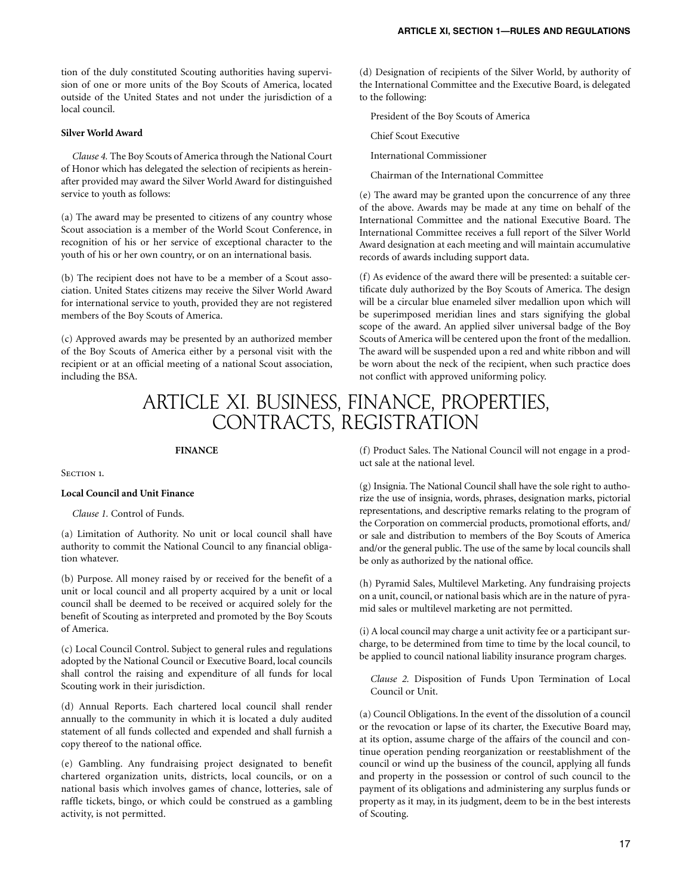tion of the duly constituted Scouting authorities having supervision of one or more units of the Boy Scouts of America, located outside of the United States and not under the jurisdiction of a local council.

**Silver World Award**

*Clause 4.* The Boy Scouts of America through the National Court of Honor which has delegated the selection of recipients as hereinafter provided may award the Silver World Award for distinguished service to youth as follows:

(a) The award may be presented to citizens of any country whose Scout association is a member of the World Scout Conference, in recognition of his or her service of exceptional character to the youth of his or her own country, or on an international basis.

(b) The recipient does not have to be a member of a Scout association. United States citizens may receive the Silver World Award for international service to youth, provided they are not registered members of the Boy Scouts of America.

(c) Approved awards may be presented by an authorized member of the Boy Scouts of America either by a personal visit with the recipient or at an official meeting of a national Scout association, including the BSA.

(d) Designation of recipients of the Silver World, by authority of the International Committee and the Executive Board, is delegated to the following:

President of the Boy Scouts of America

Chief Scout Executive

International Commissioner

Chairman of the International Committee

(e) The award may be granted upon the concurrence of any three of the above. Awards may be made at any time on behalf of the International Committee and the national Executive Board. The International Committee receives a full report of the Silver World Award designation at each meeting and will maintain accumulative records of awards including support data.

(f) As evidence of the award there will be presented: a suitable certificate duly authorized by the Boy Scouts of America. The design will be a circular blue enameled silver medallion upon which will be superimposed meridian lines and stars signifying the global scope of the award. An applied silver universal badge of the Boy Scouts of America will be centered upon the front of the medallion. The award will be suspended upon a red and white ribbon and will be worn about the neck of the recipient, when such practice does not conflict with approved uniforming policy.

# ARTICLE XI. BUSINESS, FINANCE, PROPERTIES, CONTRACTS, REGISTRATION

**FINANCE**

Section 1.

**Local Council and Unit Finance**

*Clause 1.* Control of Funds.

(a) Limitation of Authority. No unit or local council shall have authority to commit the National Council to any financial obligation whatever.

(b) Purpose. All money raised by or received for the benefit of a unit or local council and all property acquired by a unit or local council shall be deemed to be received or acquired solely for the benefit of Scouting as interpreted and promoted by the Boy Scouts of America.

(c) Local Council Control. Subject to general rules and regulations adopted by the National Council or Executive Board, local councils shall control the raising and expenditure of all funds for local Scouting work in their jurisdiction.

(d) Annual Reports. Each chartered local council shall render annually to the community in which it is located a duly audited statement of all funds collected and expended and shall furnish a copy thereof to the national office.

(e) Gambling. Any fundraising project designated to benefit chartered organization units, districts, local councils, or on a national basis which involves games of chance, lotteries, sale of raffle tickets, bingo, or which could be construed as a gambling activity, is not permitted.

(f) Product Sales. The National Council will not engage in a product sale at the national level.

(g) Insignia. The National Council shall have the sole right to authorize the use of insignia, words, phrases, designation marks, pictorial representations, and descriptive remarks relating to the program of the Corporation on commercial products, promotional efforts, and/or sale and distribution to members of the Boy Scouts of America and/or the general public. The use of the same by local councils shall be only as authorized by the national office.

(h) Pyramid Sales, Multilevel Marketing. Any fundraising projects on a unit, council, or national basis which are in the nature of pyramid sales or multilevel marketing are not permitted.

(i) A local council may charge a unit activity fee or a participant surcharge, to be determined from time to time by the local council, to be applied to council national liability insurance program charges.

*Clause 2.* Disposition of Funds Upon Termination of Local Council or Unit.

(a) Council Obligations. In the event of the dissolution of a council or the revocation or lapse of its charter, the Executive Board may, at its option, assume charge of the affairs of the council and continue operation pending reorganization or reestablishment of the council or wind up the business of the council, applying all funds and property in the possession or control of such council to the payment of its obligations and administering any surplus funds or property as it may, in its judgment, deem to be in the best interests of Scouting.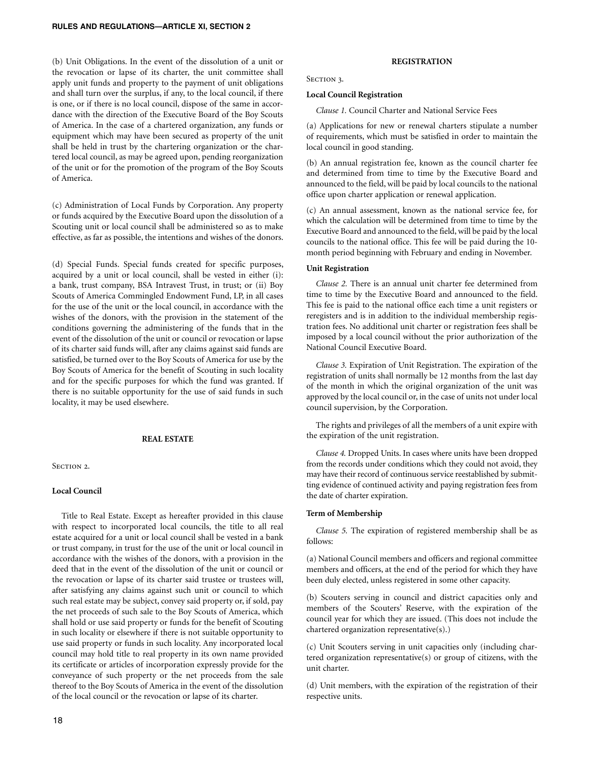(b) Unit Obligations. In the event of the dissolution of a unit or the revocation or lapse of its charter, the unit committee shall apply unit funds and property to the payment of unit obligations and shall turn over the surplus, if any, to the local council, if there is one, or if there is no local council, dispose of the same in accordance with the direction of the Executive Board of the Boy Scouts of America. In the case of a chartered organization, any funds or equipment which may have been secured as property of the unit shall be held in trust by the chartering organization or the chartered local council, as may be agreed upon, pending reorganization of the unit or for the promotion of the program of the Boy Scouts of America.

(c) Administration of Local Funds by Corporation. Any property or funds acquired by the Executive Board upon the dissolution of a Scouting unit or local council shall be administered so as to make effective, as far as possible, the intentions and wishes of the donors.

(d) Special Funds. Special funds created for specific purposes, acquired by a unit or local council, shall be vested in either (i): a bank, trust company, BSA Intravest Trust, in trust; or (ii) Boy Scouts of America Commingled Endowment Fund, LP, in all cases for the use of the unit or the local council, in accordance with the wishes of the donors, with the provision in the statement of the conditions governing the administering of the funds that in the event of the dissolution of the unit or council or revocation or lapse of its charter said funds will, after any claims against said funds are satisfied, be turned over to the Boy Scouts of America for the benefit of Scouting in such locality and for the specific purposes for which the fund was granted. If there is no suitable opportunity for the use of said funds in such locality, it may be used elsewhere.

## REAL ESTATE

SECTION 2.

### Local Council

Title to Real Estate. Except as hereafter provided in this clause with respect to incorporated local councils, the title to all real estate acquired for a unit or local council shall be vested in a bank or trust company, in trust for the use of the unit or local council in accordance with the wishes of the donors, with a provision in the deed that in the event of the dissolution of the unit or council or the revocation or lapse of its charter said trustee or trustees will, after satisfying any claims against such unit or council to which such real estate may be subject, convey said property or, if sold, pay the net proceeds of such sale to the Boy Scouts of America, which shall hold or use said property or funds for the benefit of Scouting in such locality or elsewhere if there is not suitable opportunity to use said property or funds in such locality. Any incorporated local council may hold title to real property in its own name provided its certificate or articles of incorporation expressly provide for the conveyance of such property or the net proceeds from the sale thereof to the Boy Scouts of America in the event of the dissolution of the local council or the revocation or lapse of its charter.

## REGISTRATION

SECTION 3.

### Local Council Registration

*Clause 1.* Council Charter and National Service Fees

(a) Applications for new or renewal charters stipulate a number of requirements, which must be satisfied in order to maintain the local council in good standing.

(b) An annual registration fee, known as the council charter fee and determined from time to time by the Executive Board and announced to the field, will be paid by local councils to the national office upon charter application or renewal application.

(c) An annual assessment, known as the national service fee, for which the calculation will be determined from time to time by the Executive Board and announced to the field, will be paid by the local councils to the national office. This fee will be paid during the 10-month period beginning with February and ending in November.

### Unit Registration

*Clause 2.* There is an annual unit charter fee determined from time to time by the Executive Board and announced to the field. This fee is paid to the national office each time a unit registers or reregisters and is in addition to the individual membership registration fees. No additional unit charter or registration fees shall be imposed by a local council without the prior authorization of the National Council Executive Board.

*Clause 3.* Expiration of Unit Registration. The expiration of the registration of units shall normally be 12 months from the last day of the month in which the original organization of the unit was approved by the local council or, in the case of units not under local council supervision, by the Corporation.

The rights and privileges of all the members of a unit expire with the expiration of the unit registration.

*Clause 4.* Dropped Units. In cases where units have been dropped from the records under conditions which they could not avoid, they may have their record of continuous service reestablished by submitting evidence of continued activity and paying registration fees from the date of charter expiration.

### Term of Membership

*Clause 5.* The expiration of registered membership shall be as follows:

(a) National Council members and officers and regional committee members and officers, at the end of the period for which they have been duly elected, unless registered in some other capacity.

(b) Scouters serving in council and district capacities only and members of the Scouters' Reserve, with the expiration of the council year for which they are issued. (This does not include the chartered organization representative(s).)

(c) Unit Scouters serving in unit capacities only (including chartered organization representative(s) or group of citizens, with the unit charter.

(d) Unit members, with the expiration of the registration of their respective units.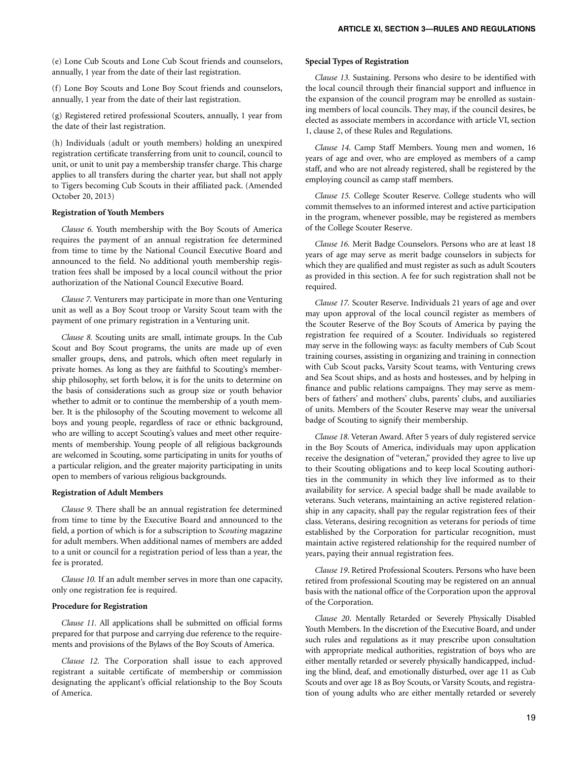(e) Lone Cub Scouts and Lone Cub Scout friends and counselors, annually, 1 year from the date of their last registration.

(f) Lone Boy Scouts and Lone Boy Scout friends and counselors, annually, 1 year from the date of their last registration.

(g) Registered retired professional Scouters, annually, 1 year from the date of their last registration.

(h) Individuals (adult or youth members) holding an unexpired registration certificate transferring from unit to council, council to unit, or unit to unit pay a membership transfer charge. This charge applies to all transfers during the charter year, but shall not apply to Tigers becoming Cub Scouts in their affiliated pack. (Amended October 20, 2013)

**Registration of Youth Members**

*Clause 6.* Youth membership with the Boy Scouts of America requires the payment of an annual registration fee determined from time to time by the National Council Executive Board and announced to the field. No additional youth membership registration fees shall be imposed by a local council without the prior authorization of the National Council Executive Board.

*Clause 7.* Venturers may participate in more than one Venturing unit as well as a Boy Scout troop or Varsity Scout team with the payment of one primary registration in a Venturing unit.

*Clause 8.* Scouting units are small, intimate groups. In the Cub Scout and Boy Scout programs, the units are made up of even smaller groups, dens, and patrols, which often meet regularly in private homes. As long as they are faithful to Scouting's membership philosophy, set forth below, it is for the units to determine on the basis of considerations such as group size or youth behavior whether to admit or to continue the membership of a youth member. It is the philosophy of the Scouting movement to welcome all boys and young people, regardless of race or ethnic background, who are willing to accept Scouting's values and meet other requirements of membership. Young people of all religious backgrounds are welcomed in Scouting, some participating in units for youths of a particular religion, and the greater majority participating in units open to members of various religious backgrounds.

**Registration of Adult Members**

*Clause 9.* There shall be an annual registration fee determined from time to time by the Executive Board and announced to the field, a portion of which is for a subscription to *Scouting* magazine for adult members. When additional names of members are added to a unit or council for a registration period of less than a year, the fee is prorated.

*Clause 10.* If an adult member serves in more than one capacity, only one registration fee is required.

**Procedure for Registration**

*Clause 11.* All applications shall be submitted on official forms prepared for that purpose and carrying due reference to the requirements and provisions of the Bylaws of the Boy Scouts of America.

*Clause 12.* The Corporation shall issue to each approved registrant a suitable certificate of membership or commission designating the applicant's official relationship to the Boy Scouts of America.

**Special Types of Registration**

*Clause 13.* Sustaining. Persons who desire to be identified with the local council through their financial support and influence in the expansion of the council program may be enrolled as sustaining members of local councils. They may, if the council desires, be elected as associate members in accordance with article VI, section 1, clause 2, of these Rules and Regulations.

*Clause 14.* Camp Staff Members. Young men and women, 16 years of age and over, who are employed as members of a camp staff, and who are not already registered, shall be registered by the employing council as camp staff members.

*Clause 15.* College Scouter Reserve. College students who will commit themselves to an informed interest and active participation in the program, whenever possible, may be registered as members of the College Scouter Reserve.

*Clause 16.* Merit Badge Counselors. Persons who are at least 18 years of age may serve as merit badge counselors in subjects for which they are qualified and must register as such as adult Scouters as provided in this section. A fee for such registration shall not be required.

*Clause 17.* Scouter Reserve. Individuals 21 years of age and over may upon approval of the local council register as members of the Scouter Reserve of the Boy Scouts of America by paying the registration fee required of a Scouter. Individuals so registered may serve in the following ways: as faculty members of Cub Scout training courses, assisting in organizing and training in connection with Cub Scout packs, Varsity Scout teams, with Venturing crews and Sea Scout ships, and as hosts and hostesses, and by helping in finance and public relations campaigns. They may serve as members of fathers' and mothers' clubs, parents' clubs, and auxiliaries of units. Members of the Scouter Reserve may wear the universal badge of Scouting to signify their membership.

*Clause 18.* Veteran Award. After 5 years of duly registered service in the Boy Scouts of America, individuals may upon application receive the designation of "veteran," provided they agree to live up to their Scouting obligations and to keep local Scouting authorities in the community in which they live informed as to their availability for service. A special badge shall be made available to veterans. Such veterans, maintaining an active registered relationship in any capacity, shall pay the regular registration fees of their class. Veterans, desiring recognition as veterans for periods of time established by the Corporation for particular recognition, must maintain active registered relationship for the required number of years, paying their annual registration fees.

*Clause 19.* Retired Professional Scouters. Persons who have been retired from professional Scouting may be registered on an annual basis with the national office of the Corporation upon the approval of the Corporation.

*Clause 20.* Mentally Retarded or Severely Physically Disabled Youth Members. In the discretion of the Executive Board, and under such rules and regulations as it may prescribe upon consultation with appropriate medical authorities, registration of boys who are either mentally retarded or severely physically handicapped, including the blind, deaf, and emotionally disturbed, over age 11 as Cub Scouts and over age 18 as Boy Scouts, or Varsity Scouts, and registration of young adults who are either mentally retarded or severely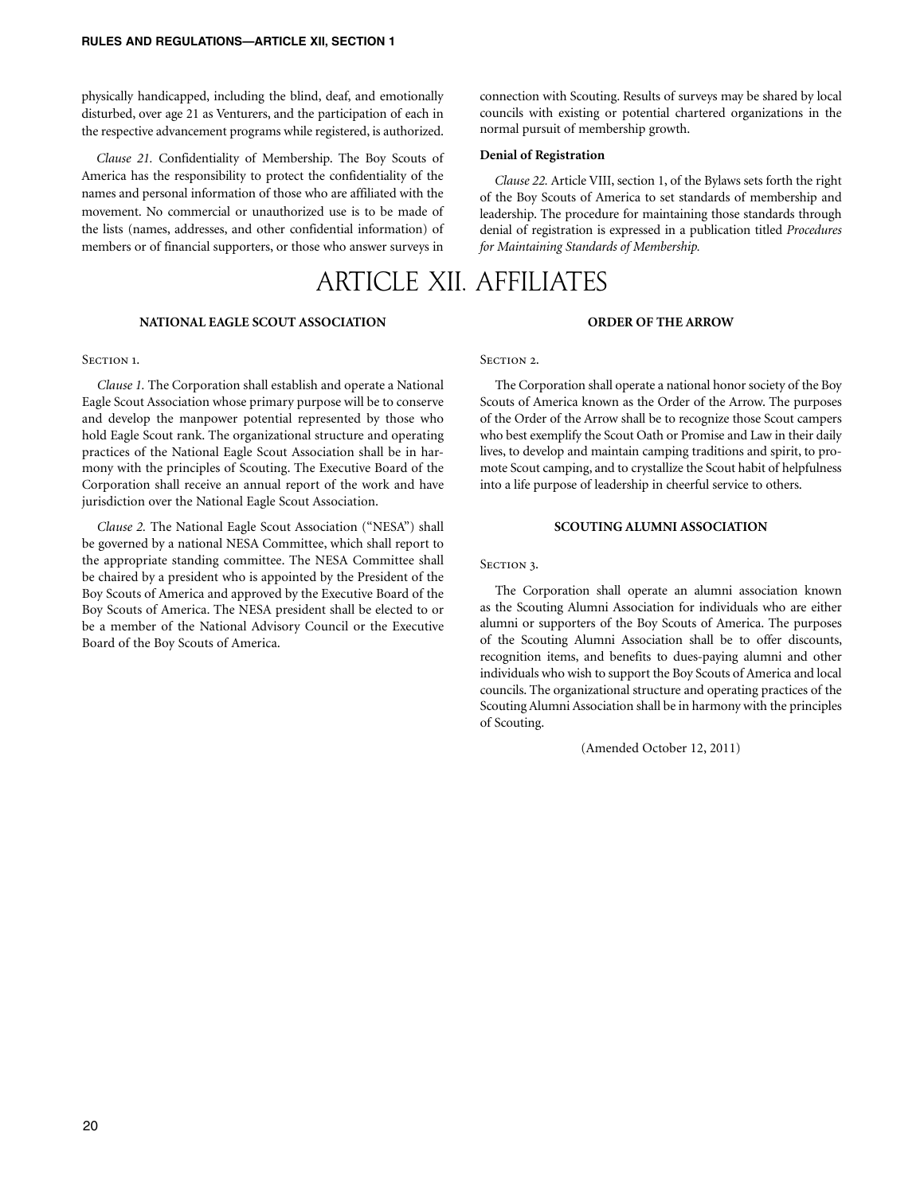physically handicapped, including the blind, deaf, and emotionally disturbed, over age 21 as Venturers, and the participation of each in the respective advancement programs while registered, is authorized.

*Clause 21.* Confidentiality of Membership. The Boy Scouts of America has the responsibility to protect the confidentiality of the names and personal information of those who are affiliated with the movement. No commercial or unauthorized use is to be made of the lists (names, addresses, and other confidential information) of members or of financial supporters, or those who answer surveys in connection with Scouting. Results of surveys may be shared by local councils with existing or potential chartered organizations in the normal pursuit of membership growth.

**Denial of Registration**

*Clause 22.* Article VIII, section 1, of the Bylaws sets forth the right of the Boy Scouts of America to set standards of membership and leadership. The procedure for maintaining those standards through denial of registration is expressed in a publication titled *Procedures for Maintaining Standards of Membership.*

# ARTICLE XII. AFFILIATES

### NATIONAL EAGLE SCOUT ASSOCIATION

Section 1.

*Clause 1.* The Corporation shall establish and operate a National Eagle Scout Association whose primary purpose will be to conserve and develop the manpower potential represented by those who hold Eagle Scout rank. The organizational structure and operating practices of the National Eagle Scout Association shall be in harmony with the principles of Scouting. The Executive Board of the Corporation shall receive an annual report of the work and have jurisdiction over the National Eagle Scout Association.

*Clause 2.* The National Eagle Scout Association ("NESA") shall be governed by a national NESA Committee, which shall report to the appropriate standing committee. The NESA Committee shall be chaired by a president who is appointed by the President of the Boy Scouts of America and approved by the Executive Board of the Boy Scouts of America. The NESA president shall be elected to or be a member of the National Advisory Council or the Executive Board of the Boy Scouts of America.

### ORDER OF THE ARROW

Section 2.

The Corporation shall operate a national honor society of the Boy Scouts of America known as the Order of the Arrow. The purposes of the Order of the Arrow shall be to recognize those Scout campers who best exemplify the Scout Oath or Promise and Law in their daily lives, to develop and maintain camping traditions and spirit, to promote Scout camping, and to crystallize the Scout habit of helpfulness into a life purpose of leadership in cheerful service to others.

### SCOUTING ALUMNI ASSOCIATION

Section 3.

The Corporation shall operate an alumni association known as the Scouting Alumni Association for individuals who are either alumni or supporters of the Boy Scouts of America. The purposes of the Scouting Alumni Association shall be to offer discounts, recognition items, and benefits to dues-paying alumni and other individuals who wish to support the Boy Scouts of America and local councils. The organizational structure and operating practices of the Scouting Alumni Association shall be in harmony with the principles of Scouting.

(Amended October 12, 2011)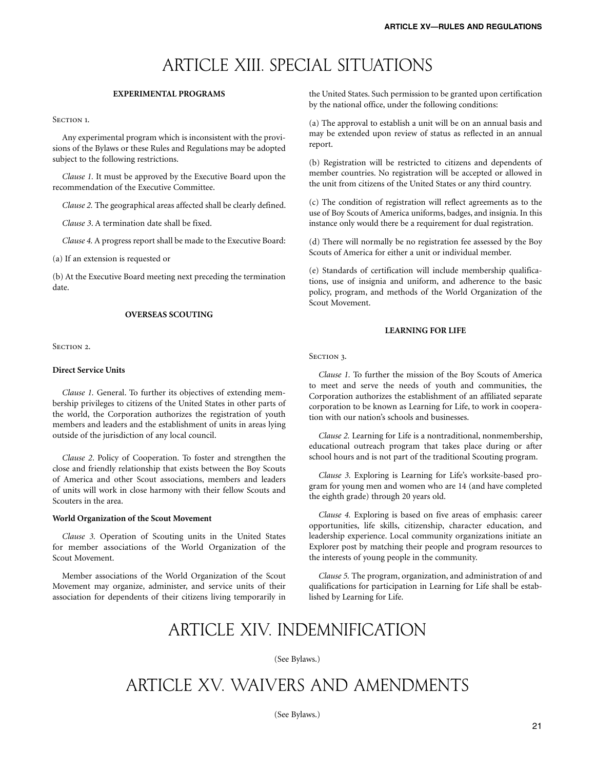# ARTICLE XIII. SPECIAL SITUATIONS

### EXPERIMENTAL PROGRAMS

SECTION 1.

Any experimental program which is inconsistent with the provisions of the Bylaws or these Rules and Regulations may be adopted subject to the following restrictions.

*Clause 1.* It must be approved by the Executive Board upon the recommendation of the Executive Committee.

*Clause 2.* The geographical areas affected shall be clearly defined.

*Clause 3*. A termination date shall be fixed.

*Clause 4.* A progress report shall be made to the Executive Board:

(a) If an extension is requested or

(b) At the Executive Board meeting next preceding the termination date.

### OVERSEAS SCOUTING

SECTION 2.

**Direct Service Units**

*Clause 1.* General. To further its objectives of extending membership privileges to citizens of the United States in other parts of the world, the Corporation authorizes the registration of youth members and leaders and the establishment of units in areas lying outside of the jurisdiction of any local council.

*Clause 2*. Policy of Cooperation. To foster and strengthen the close and friendly relationship that exists between the Boy Scouts of America and other Scout associations, members and leaders of units will work in close harmony with their fellow Scouts and Scouters in the area.

**World Organization of the Scout Movement**

*Clause 3.* Operation of Scouting units in the United States for member associations of the World Organization of the Scout Movement.

Member associations of the World Organization of the Scout Movement may organize, administer, and service units of their association for dependents of their citizens living temporarily in the United States. Such permission to be granted upon certification by the national office, under the following conditions:

(a) The approval to establish a unit will be on an annual basis and may be extended upon review of status as reflected in an annual report.

(b) Registration will be restricted to citizens and dependents of member countries. No registration will be accepted or allowed in the unit from citizens of the United States or any third country.

(c) The condition of registration will reflect agreements as to the use of Boy Scouts of America uniforms, badges, and insignia. In this instance only would there be a requirement for dual registration.

(d) There will normally be no registration fee assessed by the Boy Scouts of America for either a unit or individual member.

(e) Standards of certification will include membership qualifications, use of insignia and uniform, and adherence to the basic policy, program, and methods of the World Organization of the Scout Movement.

### LEARNING FOR LIFE

SECTION 3.

*Clause 1.* To further the mission of the Boy Scouts of America to meet and serve the needs of youth and communities, the Corporation authorizes the establishment of an affiliated separate corporation to be known as Learning for Life, to work in cooperation with our nation's schools and businesses.

*Clause 2.* Learning for Life is a nontraditional, nonmembership, educational outreach program that takes place during or after school hours and is not part of the traditional Scouting program.

*Clause 3.* Exploring is Learning for Life's worksite-based program for young men and women who are 14 (and have completed the eighth grade) through 20 years old.

*Clause 4.* Exploring is based on five areas of emphasis: career opportunities, life skills, citizenship, character education, and leadership experience. Local community organizations initiate an Explorer post by matching their people and program resources to the interests of young people in the community.

*Clause 5.* The program, organization, and administration of and qualifications for participation in Learning for Life shall be established by Learning for Life.

# ARTICLE XIV. INDEMNIFICATION

(See Bylaws.)

# ARTICLE XV. WAIVERS AND AMENDMENTS

(See Bylaws.)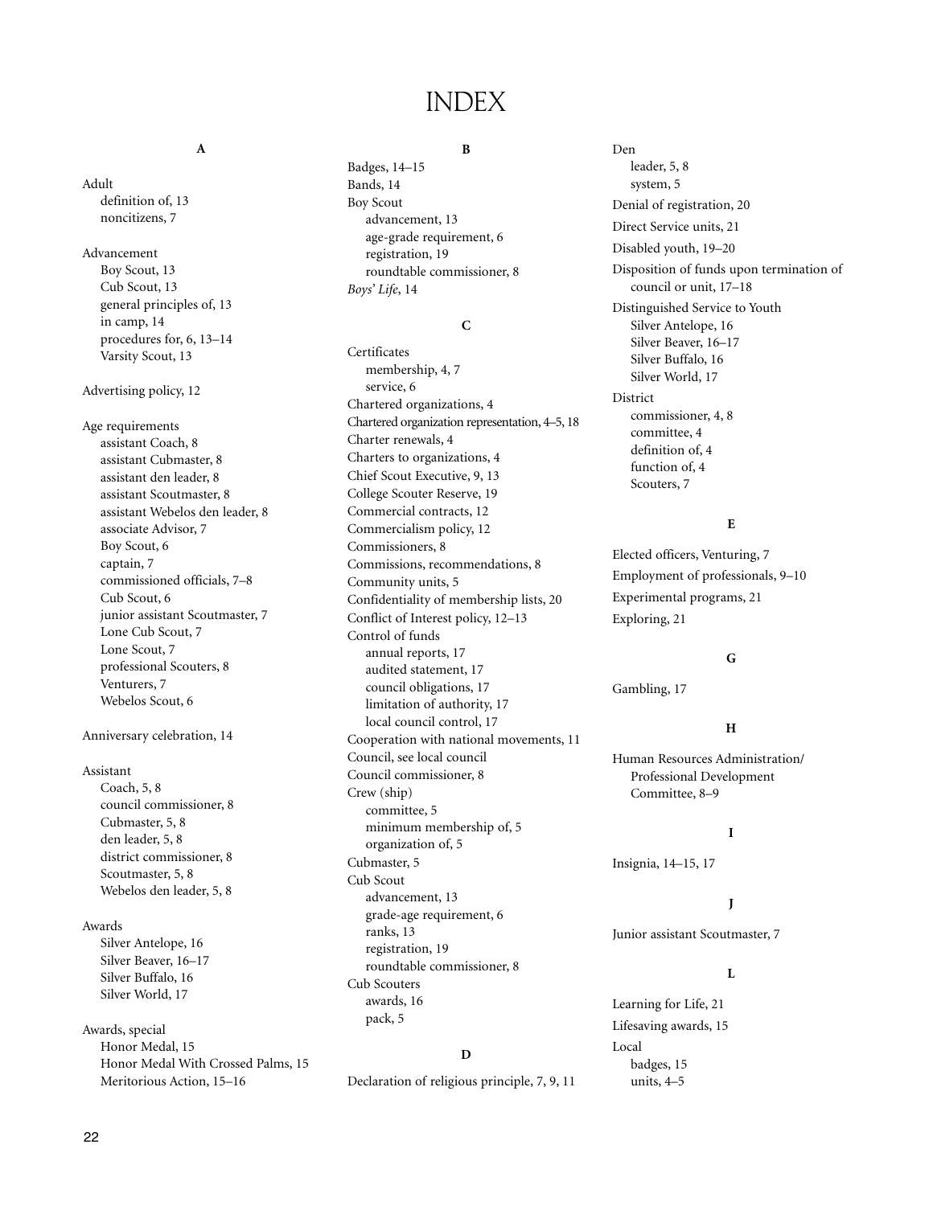# INDEX

## A

Adult
- definition of, 13
- noncitizens, 7

Advancement
- Boy Scout, 13
- Cub Scout, 13
- general principles of, 13
- in camp, 14
- procedures for, 6, 13–14
- Varsity Scout, 13

Advertising policy, 12

Age requirements
- assistant Coach, 8
- assistant Cubmaster, 8
- assistant den leader, 8
- assistant Scoutmaster, 8
- assistant Webelos den leader, 8
- associate Advisor, 7
- Boy Scout, 6
- captain, 7
- commissioned officials, 7–8
- Cub Scout, 6
- junior assistant Scoutmaster, 7
- Lone Cub Scout, 7
- Lone Scout, 7
- professional Scouters, 8
- Venturers, 7
- Webelos Scout, 6

Anniversary celebration, 14

Assistant
- Coach, 5, 8
- council commissioner, 8
- Cubmaster, 5, 8
- den leader, 5, 8
- district commissioner, 8
- Scoutmaster, 5, 8
- Webelos den leader, 5, 8

Awards
- Silver Antelope, 16
- Silver Beaver, 16–17
- Silver Buffalo, 16
- Silver World, 17

Awards, special
- Honor Medal, 15
- Honor Medal With Crossed Palms, 15
- Meritorious Action, 15–16

## B

Badges, 14–15

Bands, 14

Boy Scout
- advancement, 13
- age-grade requirement, 6
- registration, 19
- roundtable commissioner, 8

*Boys' Life*, 14

## C

Certificates
- membership, 4, 7
- service, 6

Chartered organizations, 4

Chartered organization representation, 4–5, 18

Charter renewals, 4

Charters to organizations, 4

Chief Scout Executive, 9, 13

College Scouter Reserve, 19

Commercial contracts, 12

Commercialism policy, 12

Commissioners, 8

Commissions, recommendations, 8

Community units, 5

Confidentiality of membership lists, 20

Conflict of Interest policy, 12–13

Control of funds
- annual reports, 17
- audited statement, 17
- council obligations, 17
- limitation of authority, 17
- local council control, 17

Cooperation with national movements, 11

Council, see local council

Council commissioner, 8

Crew (ship)
- committee, 5
- minimum membership of, 5
- organization of, 5

Cubmaster, 5

Cub Scout
- advancement, 13
- grade-age requirement, 6
- ranks, 13
- registration, 19
- roundtable commissioner, 8

Cub Scouters
- awards, 16
- pack, 5

## D

Declaration of religious principle, 7, 9, 11

Den
- leader, 5, 8
- system, 5

Denial of registration, 20

Direct Service units, 21

Disabled youth, 19–20

Disposition of funds upon termination of council or unit, 17–18

Distinguished Service to Youth
- Silver Antelope, 16
- Silver Beaver, 16–17
- Silver Buffalo, 16
- Silver World, 17

District
- commissioner, 4, 8
- committee, 4
- definition of, 4
- function of, 4
- Scouters, 7

## E

Elected officers, Venturing, 7

Employment of professionals, 9–10

Experimental programs, 21

Exploring, 21

## G

Gambling, 17

## H

Human Resources Administration/Professional Development Committee, 8–9

## I

Insignia, 14–15, 17

## J

Junior assistant Scoutmaster, 7

## L

Learning for Life, 21

Lifesaving awards, 15

Local
- badges, 15
- units, 4–5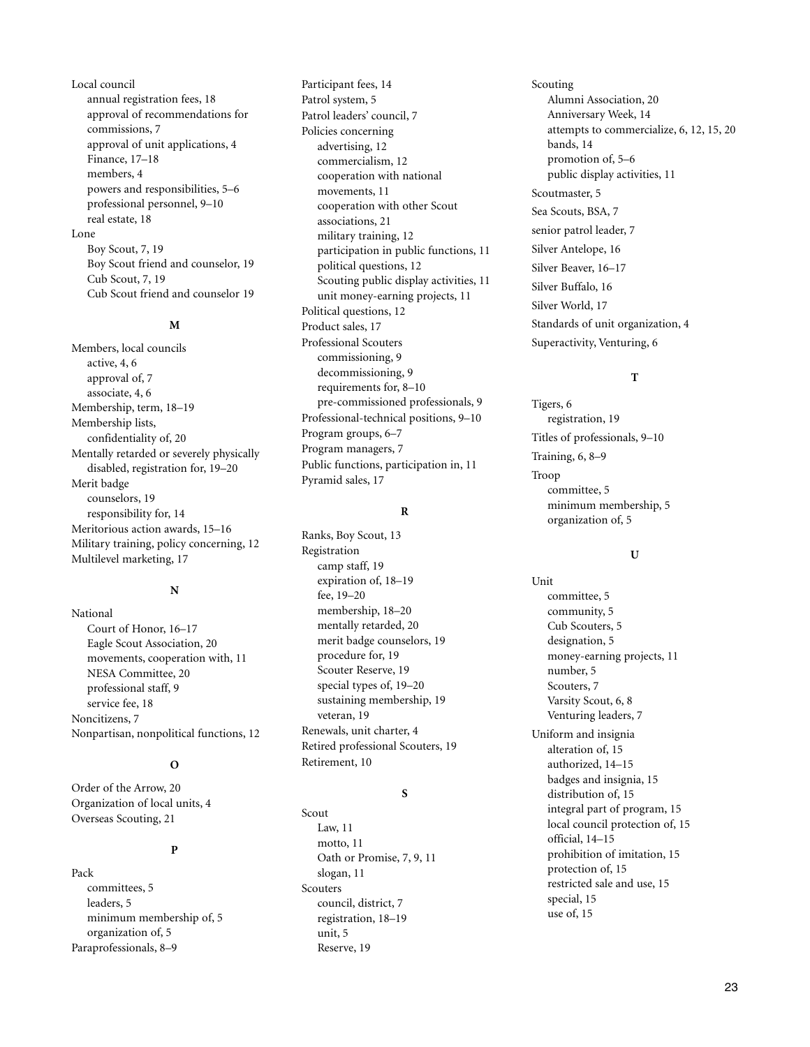Local council
- annual registration fees, 18
- approval of recommendations for commissions, 7
- approval of unit applications, 4
- Finance, 17–18
- members, 4
- powers and responsibilities, 5–6
- professional personnel, 9–10
- real estate, 18

Lone
- Boy Scout, 7, 19
- Boy Scout friend and counselor, 19
- Cub Scout, 7, 19
- Cub Scout friend and counselor 19

**M**

Members, local councils
- active, 4, 6
- approval of, 7
- associate, 4, 6

Membership, term, 18–19

Membership lists,
- confidentiality of, 20

Mentally retarded or severely physically disabled, registration for, 19–20

Merit badge
- counselors, 19
- responsibility for, 14

Meritorious action awards, 15–16

Military training, policy concerning, 12

Multilevel marketing, 17

**N**

National
- Court of Honor, 16–17
- Eagle Scout Association, 20
- movements, cooperation with, 11
- NESA Committee, 20
- professional staff, 9
- service fee, 18

Noncitizens, 7

Nonpartisan, nonpolitical functions, 12

**O**

Order of the Arrow, 20

Organization of local units, 4

Overseas Scouting, 21

**P**

Pack
- committees, 5
- leaders, 5
- minimum membership of, 5
- organization of, 5

Paraprofessionals, 8–9

Participant fees, 14

Patrol system, 5

Patrol leaders' council, 7

Policies concerning
- advertising, 12
- commercialism, 12
- cooperation with national movements, 11
- cooperation with other Scout associations, 21
- military training, 12
- participation in public functions, 11
- political questions, 12
- Scouting public display activities, 11
- unit money-earning projects, 11

Political questions, 12

Product sales, 17

Professional Scouters
- commissioning, 9
- decommissioning, 9
- requirements for, 8–10
- pre-commissioned professionals, 9

Professional-technical positions, 9–10

Program groups, 6–7

Program managers, 7

Public functions, participation in, 11

Pyramid sales, 17

**R**

Ranks, Boy Scout, 13

Registration
- camp staff, 19
- expiration of, 18–19
- fee, 19–20
- membership, 18–20
- mentally retarded, 20
- merit badge counselors, 19
- procedure for, 19
- Scouter Reserve, 19
- special types of, 19–20
- sustaining membership, 19
- veteran, 19

Renewals, unit charter, 4

Retired professional Scouters, 19

Retirement, 10

**S**

Scout
- Law, 11
- motto, 11
- Oath or Promise, 7, 9, 11
- slogan, 11

Scouters
- council, district, 7
- registration, 18–19
- unit, 5
- Reserve, 19

Scouting
- Alumni Association, 20
- Anniversary Week, 14
- attempts to commercialize, 6, 12, 15, 20
- bands, 14
- promotion of, 5–6
- public display activities, 11

Scoutmaster, 5

Sea Scouts, BSA, 7

senior patrol leader, 7

Silver Antelope, 16

Silver Beaver, 16–17

Silver Buffalo, 16

Silver World, 17

Standards of unit organization, 4

Superactivity, Venturing, 6

**T**

Tigers, 6
- registration, 19

Titles of professionals, 9–10

Training, 6, 8–9

Troop
- committee, 5
- minimum membership, 5
- organization of, 5

**U**

Unit
- committee, 5
- community, 5
- Cub Scouters, 5
- designation, 5
- money-earning projects, 11
- number, 5
- Scouters, 7
- Varsity Scout, 6, 8
- Venturing leaders, 7

Uniform and insignia
- alteration of, 15
- authorized, 14–15
- badges and insignia, 15
- distribution of, 15
- integral part of program, 15
- local council protection of, 15
- official, 14–15
- prohibition of imitation, 15
- protection of, 15
- restricted sale and use, 15
- special, 15
- use of, 15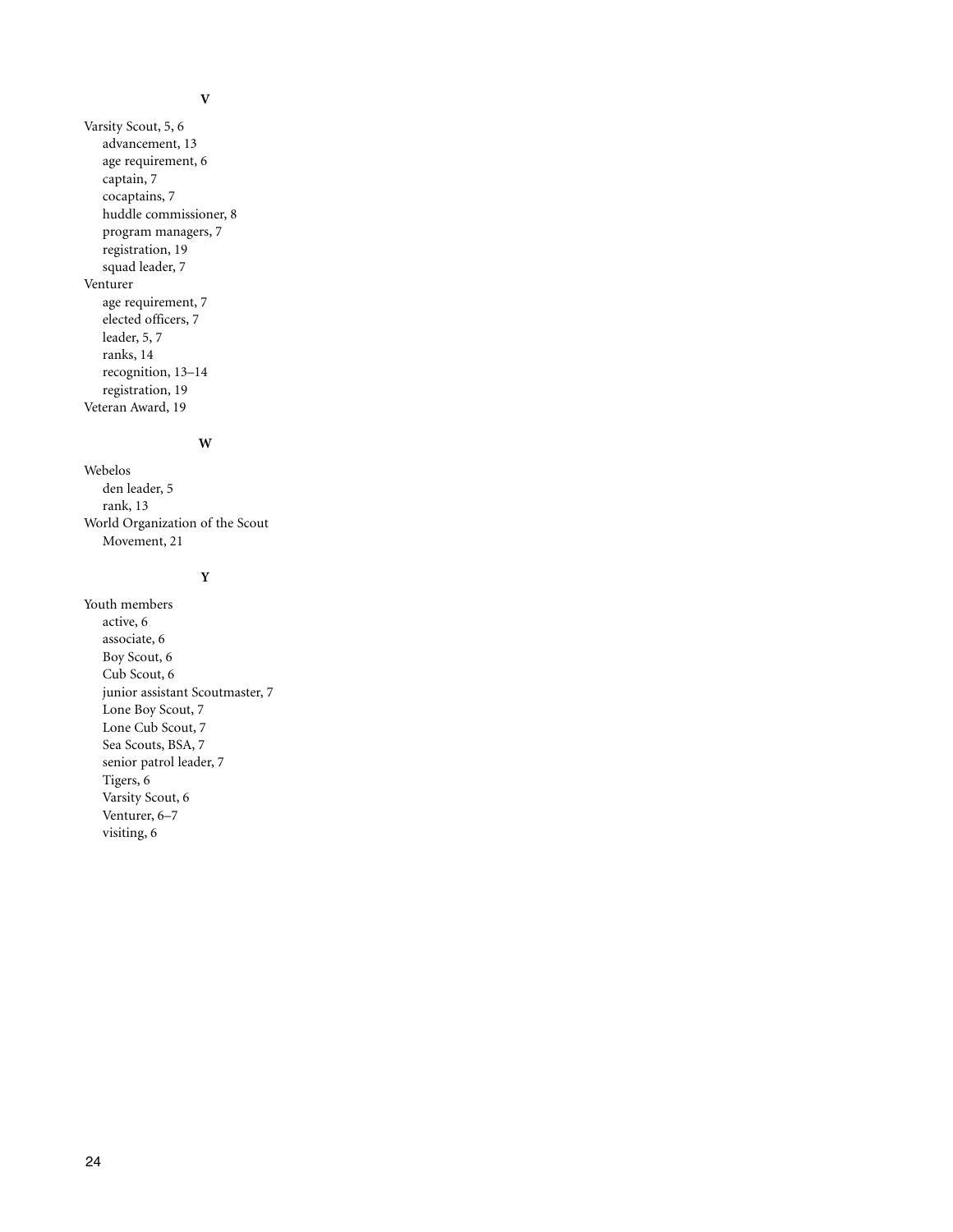**V**

Varsity Scout, 5, 6
- advancement, 13
- age requirement, 6
- captain, 7
- cocaptains, 7
- huddle commissioner, 8
- program managers, 7
- registration, 19
- squad leader, 7

Venturer
- age requirement, 7
- elected officers, 7
- leader, 5, 7
- ranks, 14
- recognition, 13–14
- registration, 19

Veteran Award, 19

**W**

Webelos
- den leader, 5
- rank, 13

World Organization of the Scout Movement, 21

**Y**

Youth members
- active, 6
- associate, 6
- Boy Scout, 6
- Cub Scout, 6
- junior assistant Scoutmaster, 7
- Lone Boy Scout, 7
- Lone Cub Scout, 7
- Sea Scouts, BSA, 7
- senior patrol leader, 7
- Tigers, 6
- Varsity Scout, 6
- Venturer, 6–7
- visiting, 6